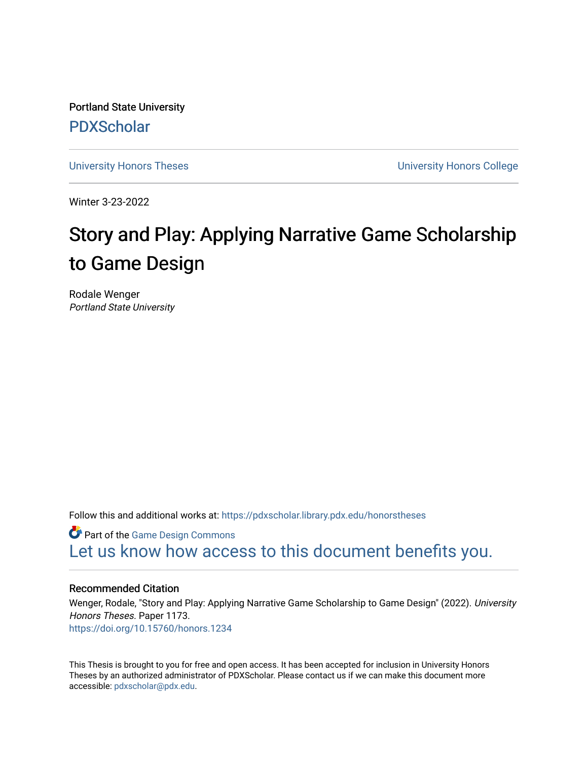Portland State University

PDXScholar

University Honors Theses | University Honors College

Winter 3-23-2022

# Story and Play: Applying Narrative Game Scholarship to Game Design

Rodale Wenger
*Portland State University*

Follow this and additional works at: https://pdxscholar.library.pdx.edu/honorstheses

Part of the Game Design Commons

Let us know how access to this document benefits you.

### Recommended Citation

Wenger, Rodale, "Story and Play: Applying Narrative Game Scholarship to Game Design" (2022). *University Honors Theses.* Paper 1173.
https://doi.org/10.15760/honors.1234

This Thesis is brought to you for free and open access. It has been accepted for inclusion in University Honors Theses by an authorized administrator of PDXScholar. Please contact us if we can make this document more accessible: pdxscholar@pdx.edu.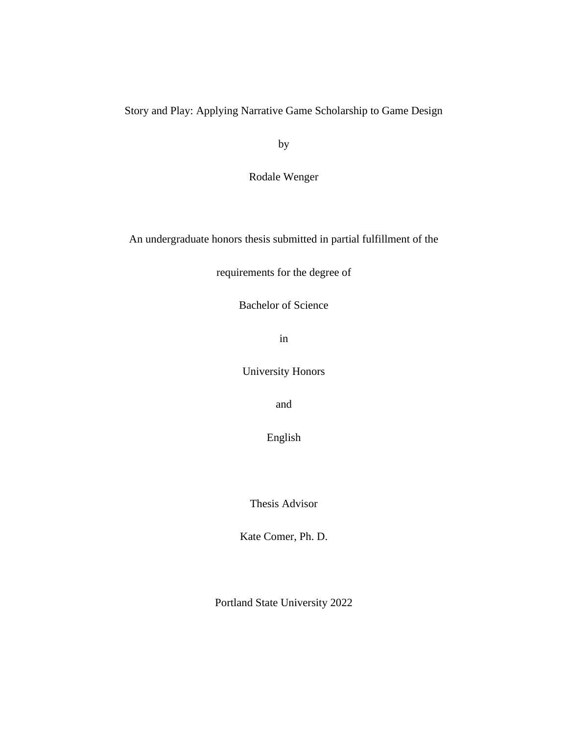Story and Play: Applying Narrative Game Scholarship to Game Design

by

Rodale Wenger

An undergraduate honors thesis submitted in partial fulfillment of the

requirements for the degree of

Bachelor of Science

in

University Honors

and

English

Thesis Advisor

Kate Comer, Ph. D.

Portland State University 2022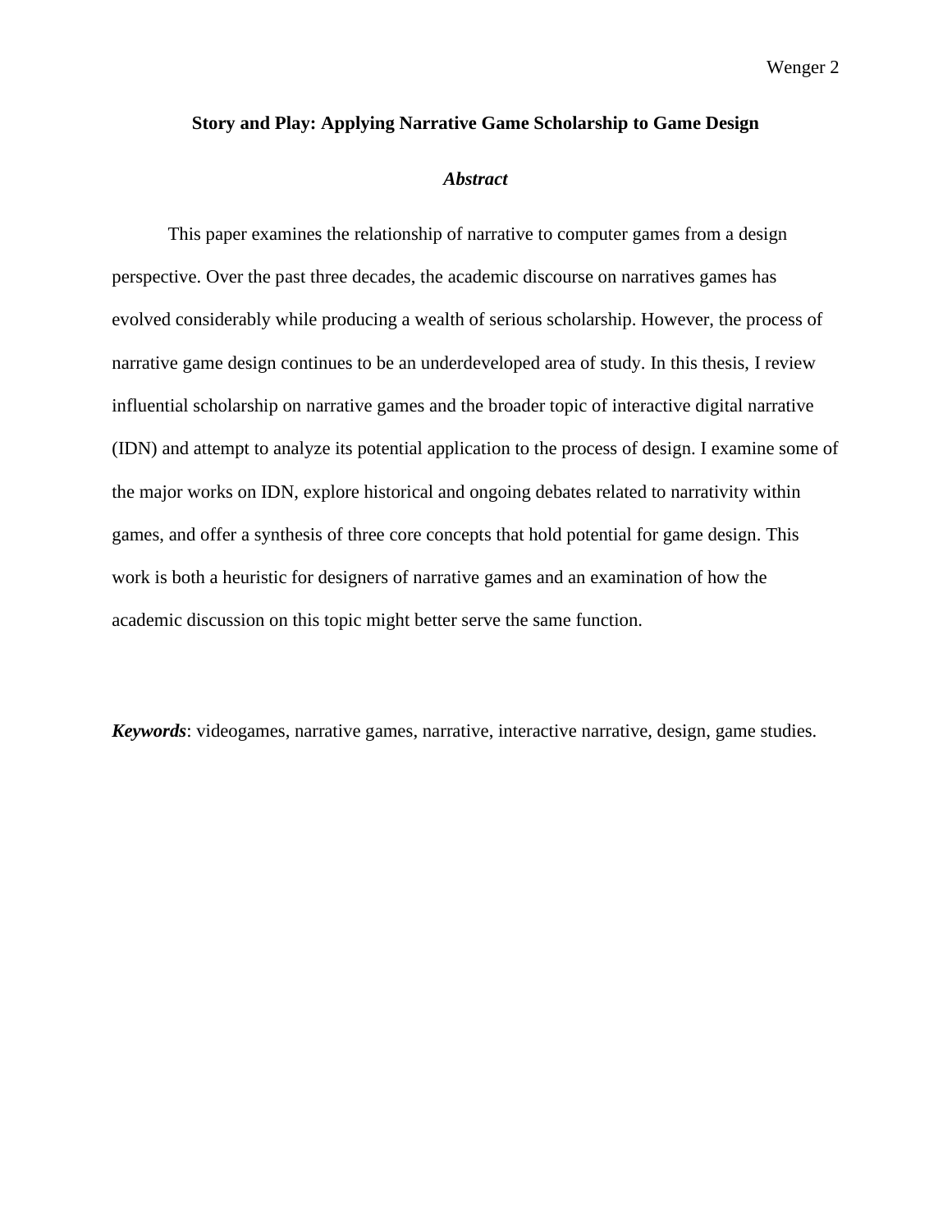# Story and Play: Applying Narrative Game Scholarship to Game Design

## *Abstract*

This paper examines the relationship of narrative to computer games from a design perspective. Over the past three decades, the academic discourse on narratives games has evolved considerably while producing a wealth of serious scholarship. However, the process of narrative game design continues to be an underdeveloped area of study. In this thesis, I review influential scholarship on narrative games and the broader topic of interactive digital narrative (IDN) and attempt to analyze its potential application to the process of design. I examine some of the major works on IDN, explore historical and ongoing debates related to narrativity within games, and offer a synthesis of three core concepts that hold potential for game design. This work is both a heuristic for designers of narrative games and an examination of how the academic discussion on this topic might better serve the same function.

***Keywords***: videogames, narrative games, narrative, interactive narrative, design, game studies.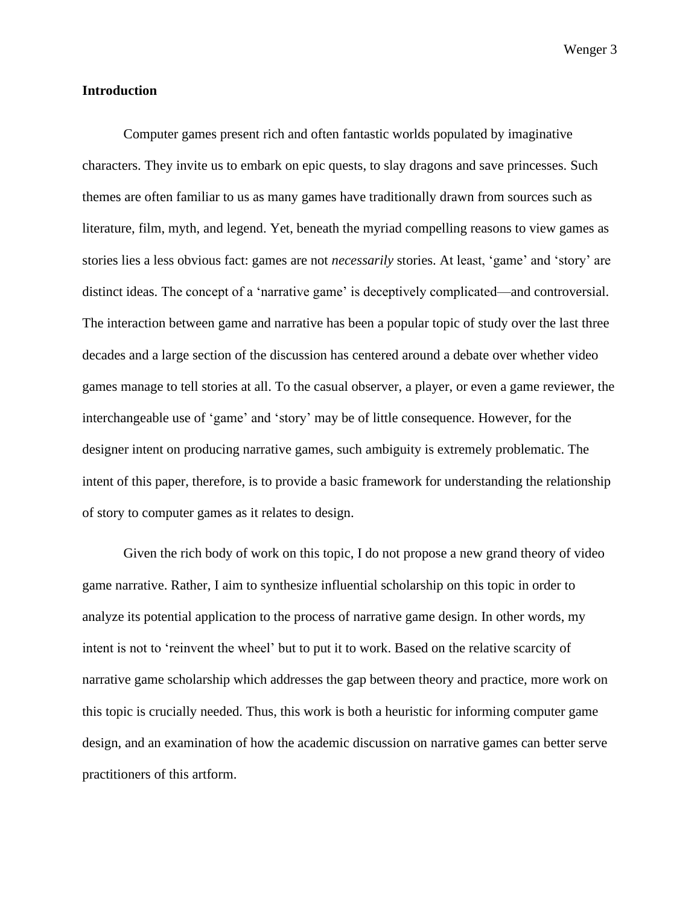**Introduction**

Computer games present rich and often fantastic worlds populated by imaginative characters. They invite us to embark on epic quests, to slay dragons and save princesses. Such themes are often familiar to us as many games have traditionally drawn from sources such as literature, film, myth, and legend. Yet, beneath the myriad compelling reasons to view games as stories lies a less obvious fact: games are not *necessarily* stories. At least, 'game' and 'story' are distinct ideas. The concept of a 'narrative game' is deceptively complicated—and controversial. The interaction between game and narrative has been a popular topic of study over the last three decades and a large section of the discussion has centered around a debate over whether video games manage to tell stories at all. To the casual observer, a player, or even a game reviewer, the interchangeable use of 'game' and 'story' may be of little consequence. However, for the designer intent on producing narrative games, such ambiguity is extremely problematic. The intent of this paper, therefore, is to provide a basic framework for understanding the relationship of story to computer games as it relates to design.

Given the rich body of work on this topic, I do not propose a new grand theory of video game narrative. Rather, I aim to synthesize influential scholarship on this topic in order to analyze its potential application to the process of narrative game design. In other words, my intent is not to 'reinvent the wheel' but to put it to work. Based on the relative scarcity of narrative game scholarship which addresses the gap between theory and practice, more work on this topic is crucially needed. Thus, this work is both a heuristic for informing computer game design, and an examination of how the academic discussion on narrative games can better serve practitioners of this artform.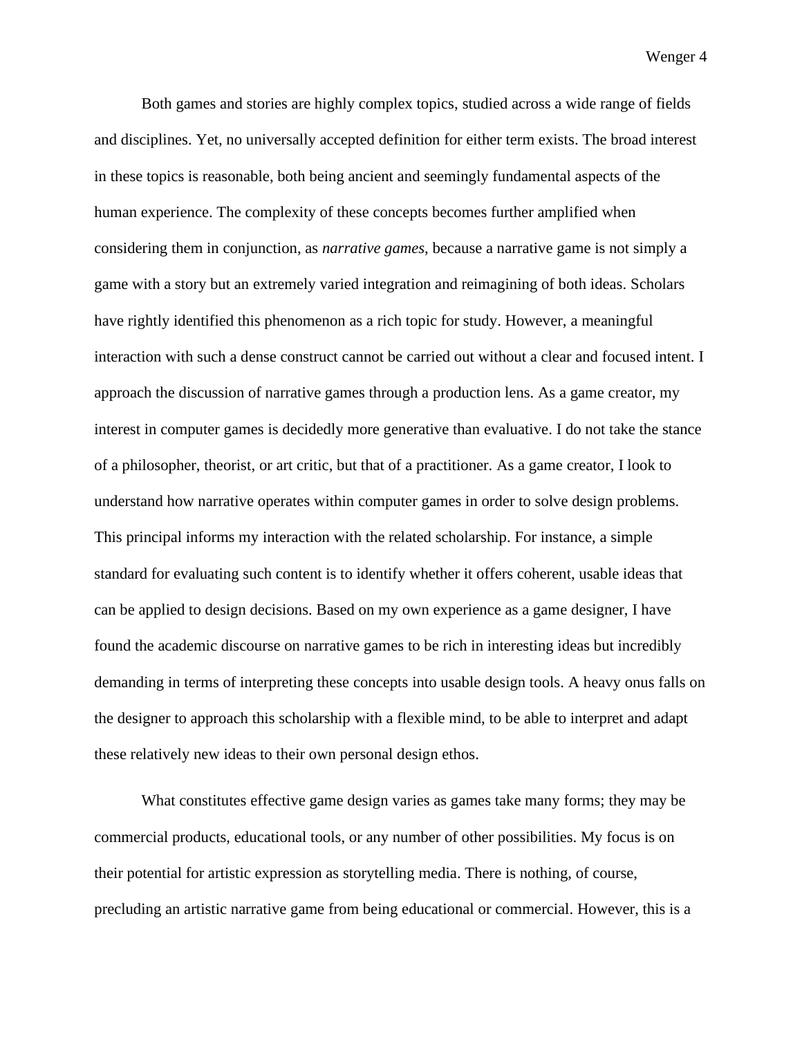Both games and stories are highly complex topics, studied across a wide range of fields and disciplines. Yet, no universally accepted definition for either term exists. The broad interest in these topics is reasonable, both being ancient and seemingly fundamental aspects of the human experience. The complexity of these concepts becomes further amplified when considering them in conjunction, as *narrative games*, because a narrative game is not simply a game with a story but an extremely varied integration and reimagining of both ideas. Scholars have rightly identified this phenomenon as a rich topic for study. However, a meaningful interaction with such a dense construct cannot be carried out without a clear and focused intent. I approach the discussion of narrative games through a production lens. As a game creator, my interest in computer games is decidedly more generative than evaluative. I do not take the stance of a philosopher, theorist, or art critic, but that of a practitioner. As a game creator, I look to understand how narrative operates within computer games in order to solve design problems. This principal informs my interaction with the related scholarship. For instance, a simple standard for evaluating such content is to identify whether it offers coherent, usable ideas that can be applied to design decisions. Based on my own experience as a game designer, I have found the academic discourse on narrative games to be rich in interesting ideas but incredibly demanding in terms of interpreting these concepts into usable design tools. A heavy onus falls on the designer to approach this scholarship with a flexible mind, to be able to interpret and adapt these relatively new ideas to their own personal design ethos.

What constitutes effective game design varies as games take many forms; they may be commercial products, educational tools, or any number of other possibilities. My focus is on their potential for artistic expression as storytelling media. There is nothing, of course, precluding an artistic narrative game from being educational or commercial. However, this is a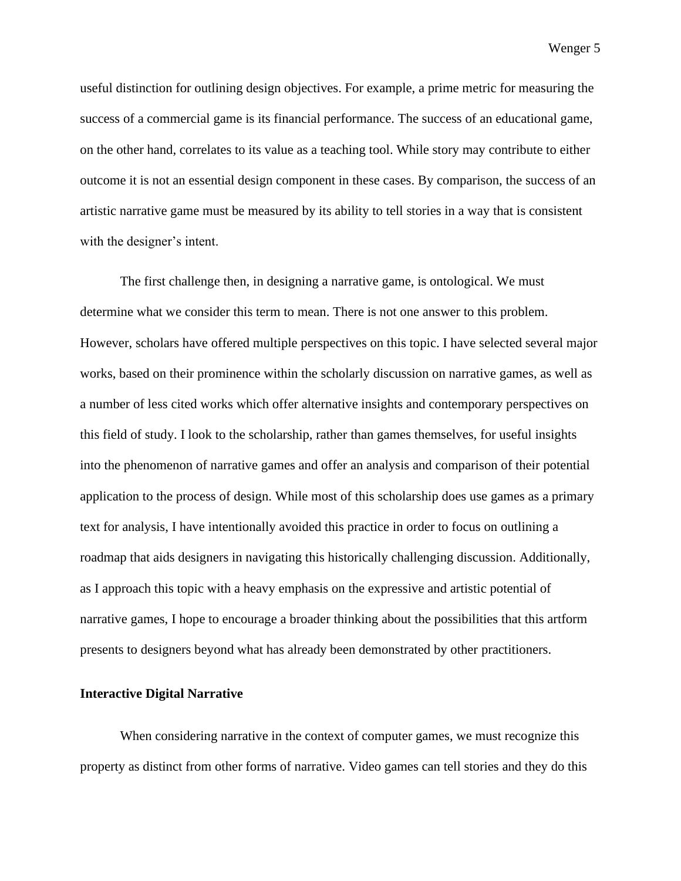useful distinction for outlining design objectives. For example, a prime metric for measuring the success of a commercial game is its financial performance. The success of an educational game, on the other hand, correlates to its value as a teaching tool. While story may contribute to either outcome it is not an essential design component in these cases. By comparison, the success of an artistic narrative game must be measured by its ability to tell stories in a way that is consistent with the designer's intent.

The first challenge then, in designing a narrative game, is ontological. We must determine what we consider this term to mean. There is not one answer to this problem. However, scholars have offered multiple perspectives on this topic. I have selected several major works, based on their prominence within the scholarly discussion on narrative games, as well as a number of less cited works which offer alternative insights and contemporary perspectives on this field of study. I look to the scholarship, rather than games themselves, for useful insights into the phenomenon of narrative games and offer an analysis and comparison of their potential application to the process of design. While most of this scholarship does use games as a primary text for analysis, I have intentionally avoided this practice in order to focus on outlining a roadmap that aids designers in navigating this historically challenging discussion. Additionally, as I approach this topic with a heavy emphasis on the expressive and artistic potential of narrative games, I hope to encourage a broader thinking about the possibilities that this artform presents to designers beyond what has already been demonstrated by other practitioners.

**Interactive Digital Narrative**

When considering narrative in the context of computer games, we must recognize this property as distinct from other forms of narrative. Video games can tell stories and they do this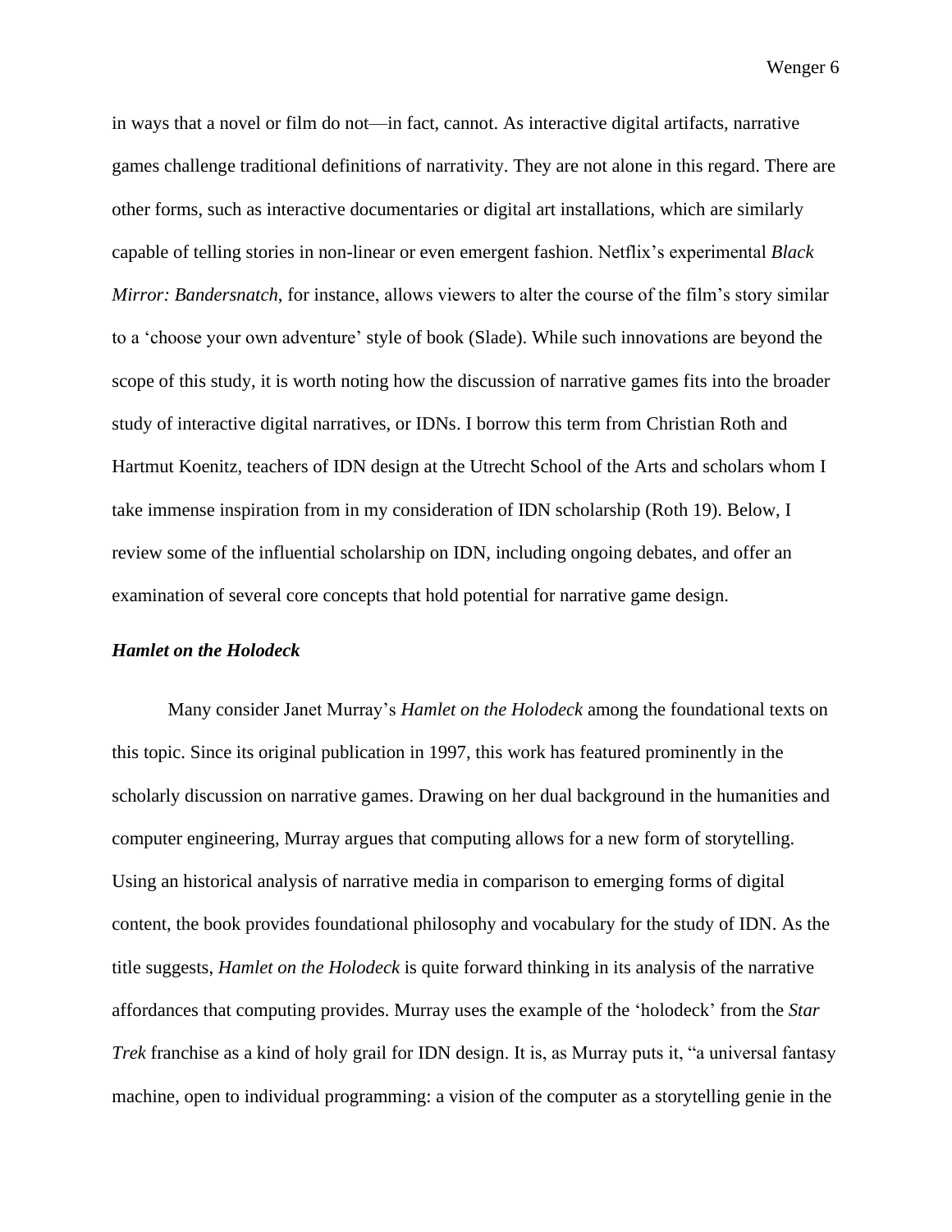in ways that a novel or film do not—in fact, cannot. As interactive digital artifacts, narrative games challenge traditional definitions of narrativity. They are not alone in this regard. There are other forms, such as interactive documentaries or digital art installations, which are similarly capable of telling stories in non-linear or even emergent fashion. Netflix's experimental *Black Mirror: Bandersnatch*, for instance, allows viewers to alter the course of the film's story similar to a 'choose your own adventure' style of book (Slade). While such innovations are beyond the scope of this study, it is worth noting how the discussion of narrative games fits into the broader study of interactive digital narratives, or IDNs. I borrow this term from Christian Roth and Hartmut Koenitz, teachers of IDN design at the Utrecht School of the Arts and scholars whom I take immense inspiration from in my consideration of IDN scholarship (Roth 19). Below, I review some of the influential scholarship on IDN, including ongoing debates, and offer an examination of several core concepts that hold potential for narrative game design.

### ***Hamlet on the Holodeck***

Many consider Janet Murray's *Hamlet on the Holodeck* among the foundational texts on this topic. Since its original publication in 1997, this work has featured prominently in the scholarly discussion on narrative games. Drawing on her dual background in the humanities and computer engineering, Murray argues that computing allows for a new form of storytelling. Using an historical analysis of narrative media in comparison to emerging forms of digital content, the book provides foundational philosophy and vocabulary for the study of IDN. As the title suggests, *Hamlet on the Holodeck* is quite forward thinking in its analysis of the narrative affordances that computing provides. Murray uses the example of the 'holodeck' from the *Star Trek* franchise as a kind of holy grail for IDN design. It is, as Murray puts it, "a universal fantasy machine, open to individual programming: a vision of the computer as a storytelling genie in the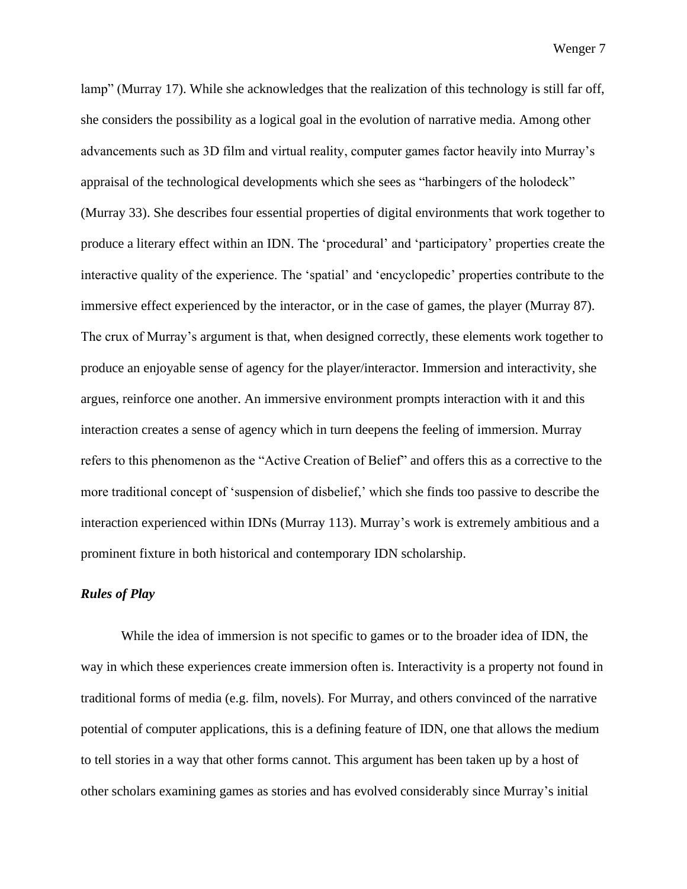lamp" (Murray 17). While she acknowledges that the realization of this technology is still far off, she considers the possibility as a logical goal in the evolution of narrative media. Among other advancements such as 3D film and virtual reality, computer games factor heavily into Murray's appraisal of the technological developments which she sees as "harbingers of the holodeck" (Murray 33). She describes four essential properties of digital environments that work together to produce a literary effect within an IDN. The 'procedural' and 'participatory' properties create the interactive quality of the experience. The 'spatial' and 'encyclopedic' properties contribute to the immersive effect experienced by the interactor, or in the case of games, the player (Murray 87). The crux of Murray's argument is that, when designed correctly, these elements work together to produce an enjoyable sense of agency for the player/interactor. Immersion and interactivity, she argues, reinforce one another. An immersive environment prompts interaction with it and this interaction creates a sense of agency which in turn deepens the feeling of immersion. Murray refers to this phenomenon as the "Active Creation of Belief" and offers this as a corrective to the more traditional concept of 'suspension of disbelief,' which she finds too passive to describe the interaction experienced within IDNs (Murray 113). Murray's work is extremely ambitious and a prominent fixture in both historical and contemporary IDN scholarship.

### *Rules of Play*

While the idea of immersion is not specific to games or to the broader idea of IDN, the way in which these experiences create immersion often is. Interactivity is a property not found in traditional forms of media (e.g. film, novels). For Murray, and others convinced of the narrative potential of computer applications, this is a defining feature of IDN, one that allows the medium to tell stories in a way that other forms cannot. This argument has been taken up by a host of other scholars examining games as stories and has evolved considerably since Murray's initial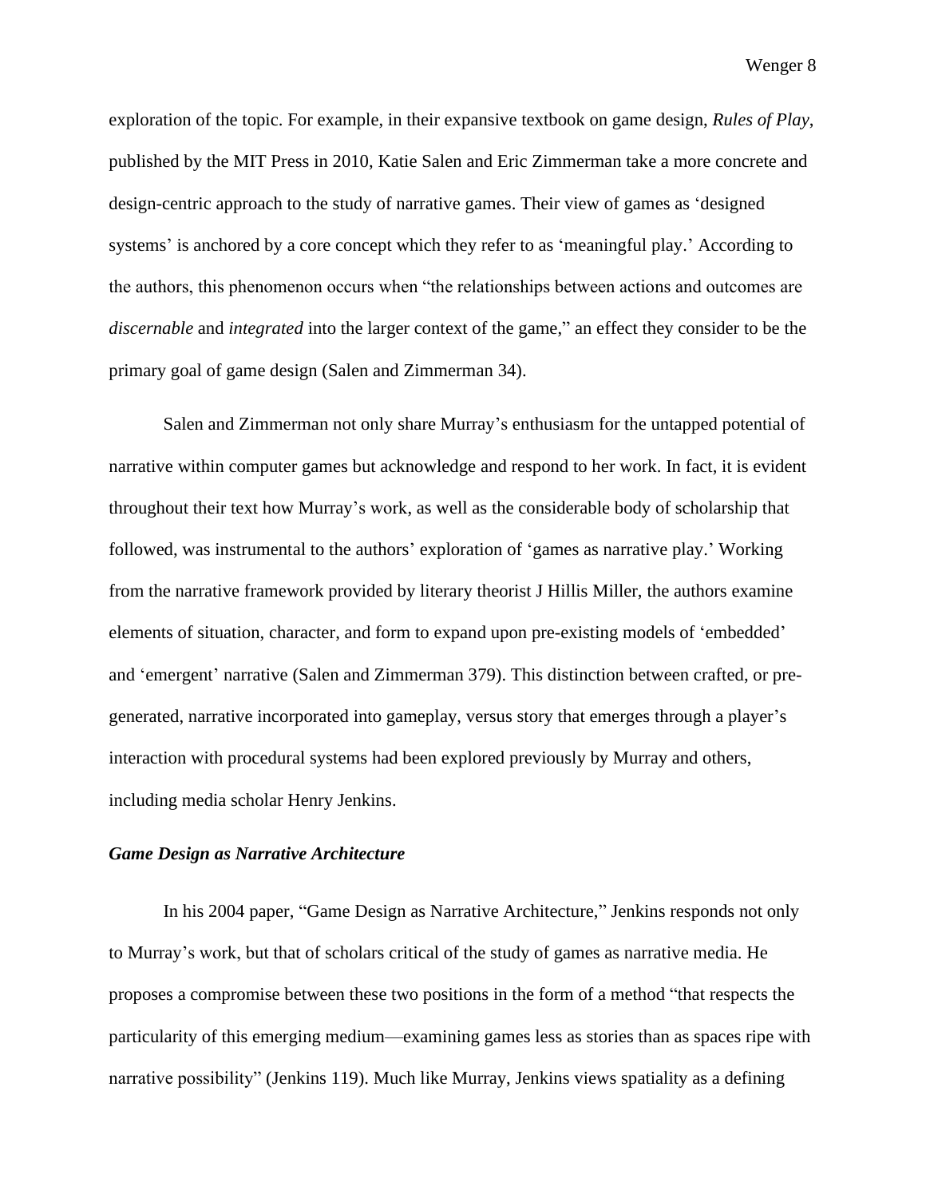exploration of the topic. For example, in their expansive textbook on game design, *Rules of Play*, published by the MIT Press in 2010, Katie Salen and Eric Zimmerman take a more concrete and design-centric approach to the study of narrative games. Their view of games as 'designed systems' is anchored by a core concept which they refer to as 'meaningful play.' According to the authors, this phenomenon occurs when "the relationships between actions and outcomes are *discernable* and *integrated* into the larger context of the game," an effect they consider to be the primary goal of game design (Salen and Zimmerman 34).

Salen and Zimmerman not only share Murray's enthusiasm for the untapped potential of narrative within computer games but acknowledge and respond to her work. In fact, it is evident throughout their text how Murray's work, as well as the considerable body of scholarship that followed, was instrumental to the authors' exploration of 'games as narrative play.' Working from the narrative framework provided by literary theorist J Hillis Miller, the authors examine elements of situation, character, and form to expand upon pre-existing models of 'embedded' and 'emergent' narrative (Salen and Zimmerman 379). This distinction between crafted, or pre-generated, narrative incorporated into gameplay, versus story that emerges through a player's interaction with procedural systems had been explored previously by Murray and others, including media scholar Henry Jenkins.

***Game Design as Narrative Architecture***

In his 2004 paper, "Game Design as Narrative Architecture," Jenkins responds not only to Murray's work, but that of scholars critical of the study of games as narrative media. He proposes a compromise between these two positions in the form of a method "that respects the particularity of this emerging medium—examining games less as stories than as spaces ripe with narrative possibility" (Jenkins 119). Much like Murray, Jenkins views spatiality as a defining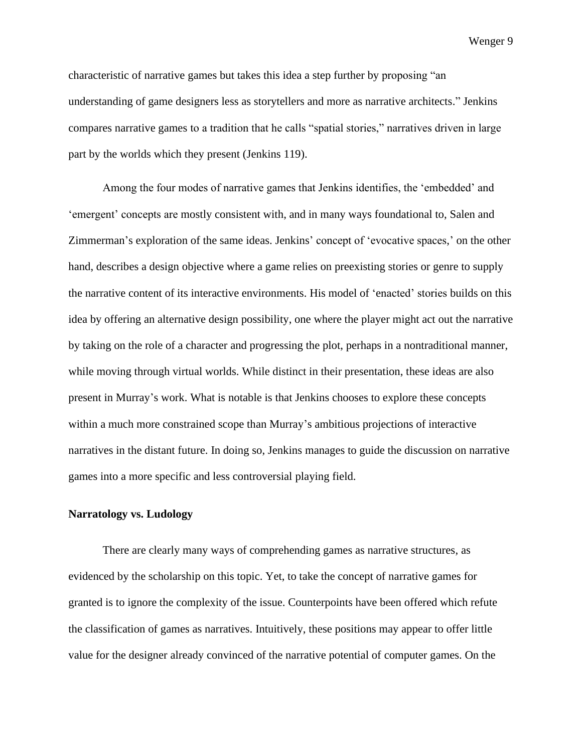characteristic of narrative games but takes this idea a step further by proposing "an understanding of game designers less as storytellers and more as narrative architects." Jenkins compares narrative games to a tradition that he calls "spatial stories," narratives driven in large part by the worlds which they present (Jenkins 119).

Among the four modes of narrative games that Jenkins identifies, the 'embedded' and 'emergent' concepts are mostly consistent with, and in many ways foundational to, Salen and Zimmerman's exploration of the same ideas. Jenkins' concept of 'evocative spaces,' on the other hand, describes a design objective where a game relies on preexisting stories or genre to supply the narrative content of its interactive environments. His model of 'enacted' stories builds on this idea by offering an alternative design possibility, one where the player might act out the narrative by taking on the role of a character and progressing the plot, perhaps in a nontraditional manner, while moving through virtual worlds. While distinct in their presentation, these ideas are also present in Murray's work. What is notable is that Jenkins chooses to explore these concepts within a much more constrained scope than Murray's ambitious projections of interactive narratives in the distant future. In doing so, Jenkins manages to guide the discussion on narrative games into a more specific and less controversial playing field.

**Narratology vs. Ludology**

There are clearly many ways of comprehending games as narrative structures, as evidenced by the scholarship on this topic. Yet, to take the concept of narrative games for granted is to ignore the complexity of the issue. Counterpoints have been offered which refute the classification of games as narratives. Intuitively, these positions may appear to offer little value for the designer already convinced of the narrative potential of computer games. On the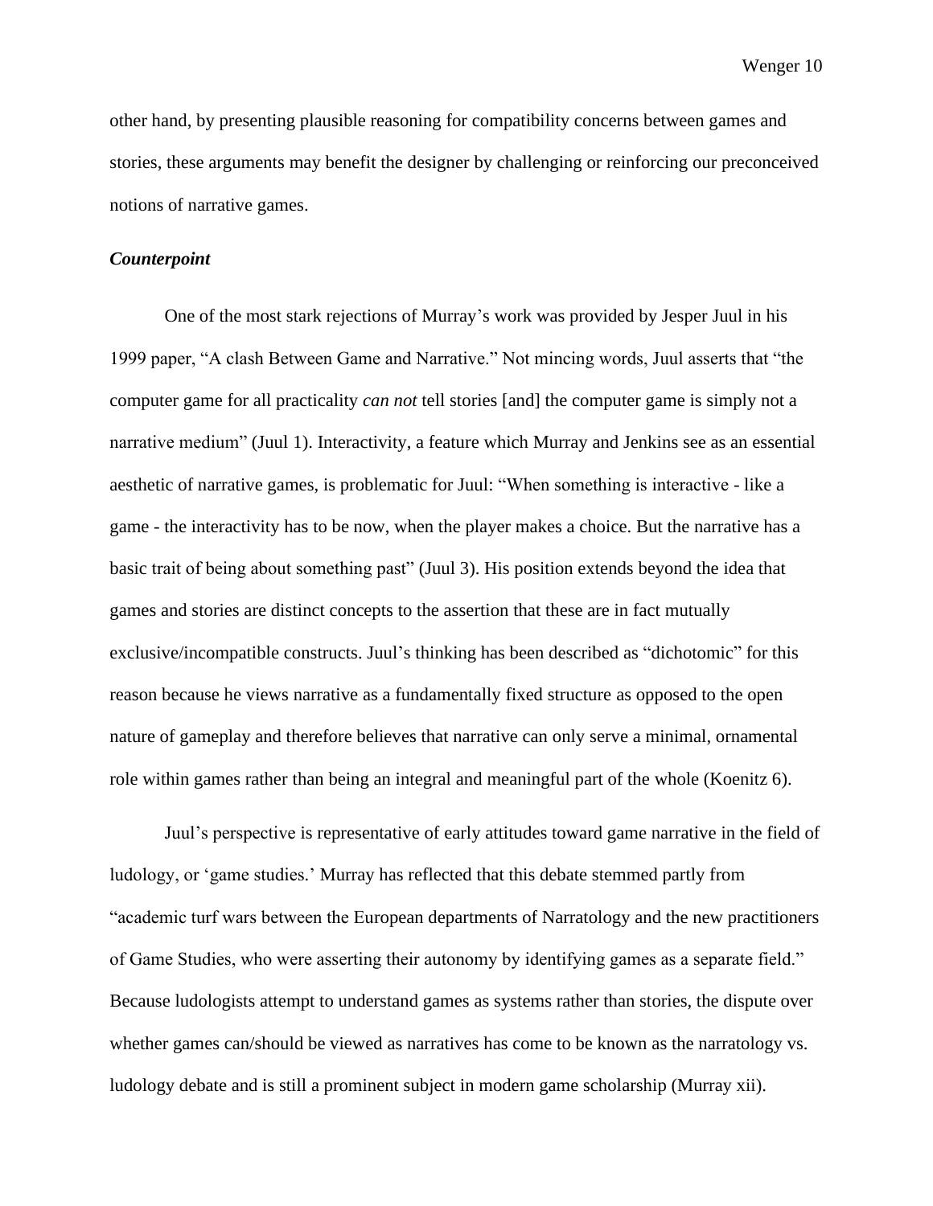other hand, by presenting plausible reasoning for compatibility concerns between games and stories, these arguments may benefit the designer by challenging or reinforcing our preconceived notions of narrative games.

### ***Counterpoint***

One of the most stark rejections of Murray's work was provided by Jesper Juul in his 1999 paper, "A clash Between Game and Narrative." Not mincing words, Juul asserts that "the computer game for all practicality *can not* tell stories [and] the computer game is simply not a narrative medium" (Juul 1). Interactivity, a feature which Murray and Jenkins see as an essential aesthetic of narrative games, is problematic for Juul: "When something is interactive - like a game - the interactivity has to be now, when the player makes a choice. But the narrative has a basic trait of being about something past" (Juul 3). His position extends beyond the idea that games and stories are distinct concepts to the assertion that these are in fact mutually exclusive/incompatible constructs. Juul's thinking has been described as "dichotomic" for this reason because he views narrative as a fundamentally fixed structure as opposed to the open nature of gameplay and therefore believes that narrative can only serve a minimal, ornamental role within games rather than being an integral and meaningful part of the whole (Koenitz 6).

Juul's perspective is representative of early attitudes toward game narrative in the field of ludology, or 'game studies.' Murray has reflected that this debate stemmed partly from "academic turf wars between the European departments of Narratology and the new practitioners of Game Studies, who were asserting their autonomy by identifying games as a separate field." Because ludologists attempt to understand games as systems rather than stories, the dispute over whether games can/should be viewed as narratives has come to be known as the narratology vs. ludology debate and is still a prominent subject in modern game scholarship (Murray xii).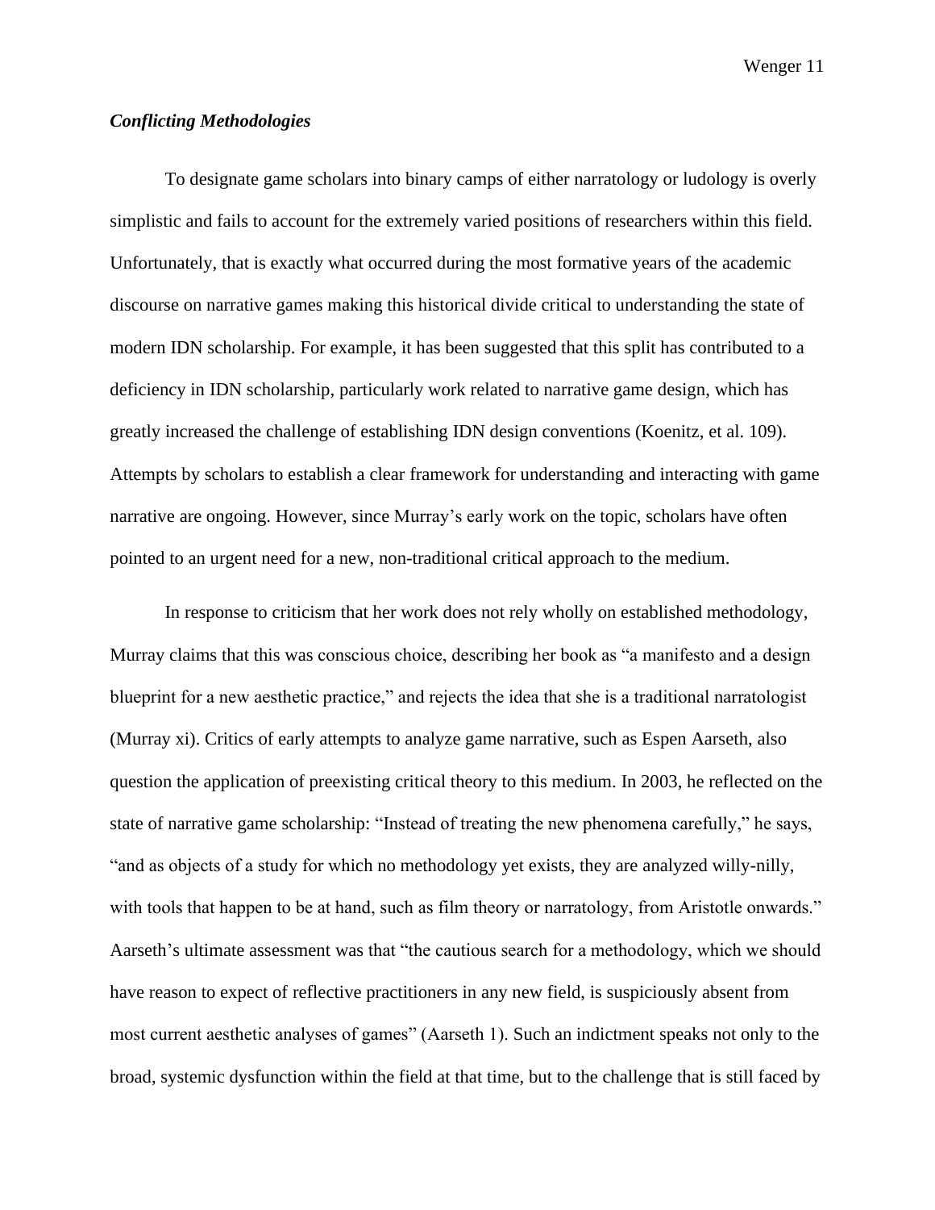### *Conflicting Methodologies*

To designate game scholars into binary camps of either narratology or ludology is overly simplistic and fails to account for the extremely varied positions of researchers within this field. Unfortunately, that is exactly what occurred during the most formative years of the academic discourse on narrative games making this historical divide critical to understanding the state of modern IDN scholarship. For example, it has been suggested that this split has contributed to a deficiency in IDN scholarship, particularly work related to narrative game design, which has greatly increased the challenge of establishing IDN design conventions (Koenitz, et al. 109). Attempts by scholars to establish a clear framework for understanding and interacting with game narrative are ongoing. However, since Murray's early work on the topic, scholars have often pointed to an urgent need for a new, non-traditional critical approach to the medium.

In response to criticism that her work does not rely wholly on established methodology, Murray claims that this was conscious choice, describing her book as "a manifesto and a design blueprint for a new aesthetic practice," and rejects the idea that she is a traditional narratologist (Murray xi). Critics of early attempts to analyze game narrative, such as Espen Aarseth, also question the application of preexisting critical theory to this medium. In 2003, he reflected on the state of narrative game scholarship: "Instead of treating the new phenomena carefully," he says, "and as objects of a study for which no methodology yet exists, they are analyzed willy-nilly, with tools that happen to be at hand, such as film theory or narratology, from Aristotle onwards." Aarseth's ultimate assessment was that "the cautious search for a methodology, which we should have reason to expect of reflective practitioners in any new field, is suspiciously absent from most current aesthetic analyses of games" (Aarseth 1). Such an indictment speaks not only to the broad, systemic dysfunction within the field at that time, but to the challenge that is still faced by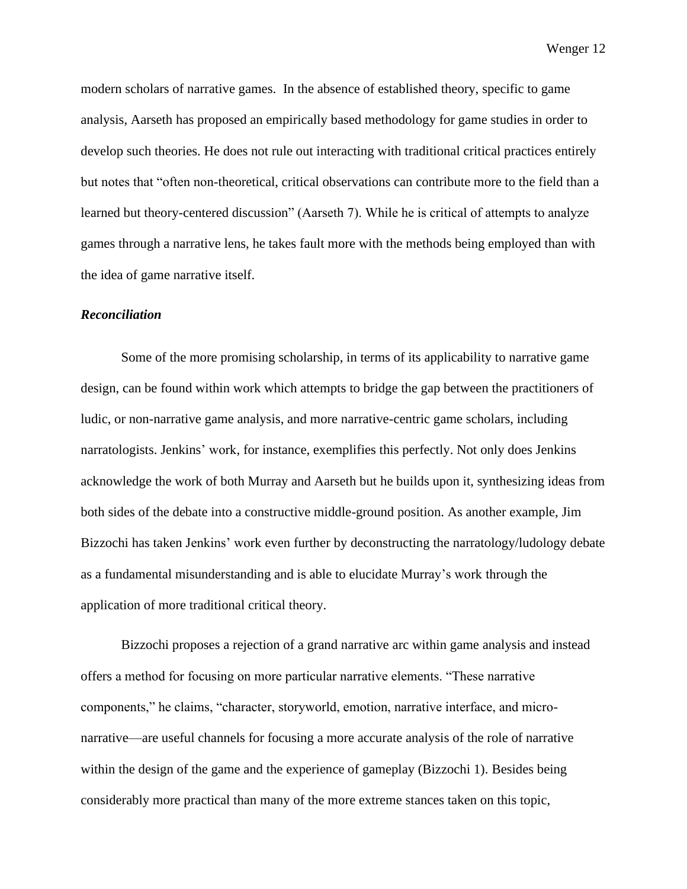modern scholars of narrative games. In the absence of established theory, specific to game analysis, Aarseth has proposed an empirically based methodology for game studies in order to develop such theories. He does not rule out interacting with traditional critical practices entirely but notes that "often non-theoretical, critical observations can contribute more to the field than a learned but theory-centered discussion" (Aarseth 7). While he is critical of attempts to analyze games through a narrative lens, he takes fault more with the methods being employed than with the idea of game narrative itself.

### *Reconciliation*

Some of the more promising scholarship, in terms of its applicability to narrative game design, can be found within work which attempts to bridge the gap between the practitioners of ludic, or non-narrative game analysis, and more narrative-centric game scholars, including narratologists. Jenkins' work, for instance, exemplifies this perfectly. Not only does Jenkins acknowledge the work of both Murray and Aarseth but he builds upon it, synthesizing ideas from both sides of the debate into a constructive middle-ground position. As another example, Jim Bizzochi has taken Jenkins' work even further by deconstructing the narratology/ludology debate as a fundamental misunderstanding and is able to elucidate Murray's work through the application of more traditional critical theory.

Bizzochi proposes a rejection of a grand narrative arc within game analysis and instead offers a method for focusing on more particular narrative elements. "These narrative components," he claims, "character, storyworld, emotion, narrative interface, and micro-narrative—are useful channels for focusing a more accurate analysis of the role of narrative within the design of the game and the experience of gameplay (Bizzochi 1). Besides being considerably more practical than many of the more extreme stances taken on this topic,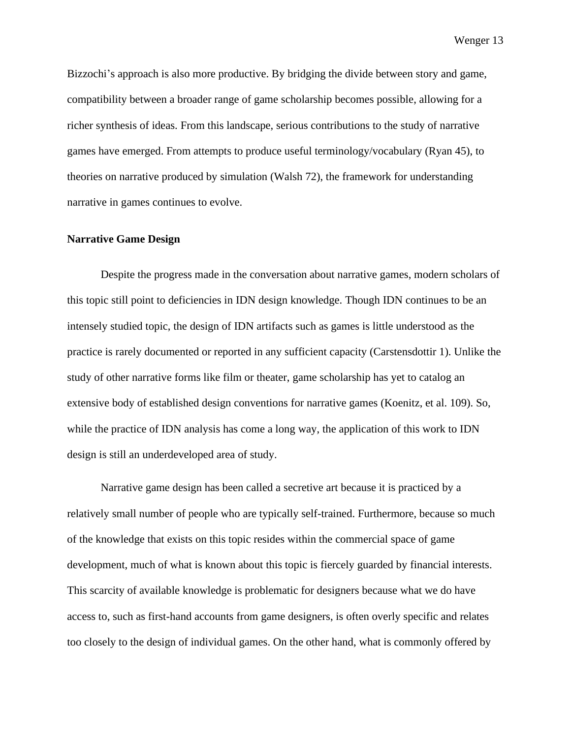Bizzochi's approach is also more productive. By bridging the divide between story and game, compatibility between a broader range of game scholarship becomes possible, allowing for a richer synthesis of ideas. From this landscape, serious contributions to the study of narrative games have emerged. From attempts to produce useful terminology/vocabulary (Ryan 45), to theories on narrative produced by simulation (Walsh 72), the framework for understanding narrative in games continues to evolve.

**Narrative Game Design**

Despite the progress made in the conversation about narrative games, modern scholars of this topic still point to deficiencies in IDN design knowledge. Though IDN continues to be an intensely studied topic, the design of IDN artifacts such as games is little understood as the practice is rarely documented or reported in any sufficient capacity (Carstensdottir 1). Unlike the study of other narrative forms like film or theater, game scholarship has yet to catalog an extensive body of established design conventions for narrative games (Koenitz, et al. 109). So, while the practice of IDN analysis has come a long way, the application of this work to IDN design is still an underdeveloped area of study.

Narrative game design has been called a secretive art because it is practiced by a relatively small number of people who are typically self-trained. Furthermore, because so much of the knowledge that exists on this topic resides within the commercial space of game development, much of what is known about this topic is fiercely guarded by financial interests. This scarcity of available knowledge is problematic for designers because what we do have access to, such as first-hand accounts from game designers, is often overly specific and relates too closely to the design of individual games. On the other hand, what is commonly offered by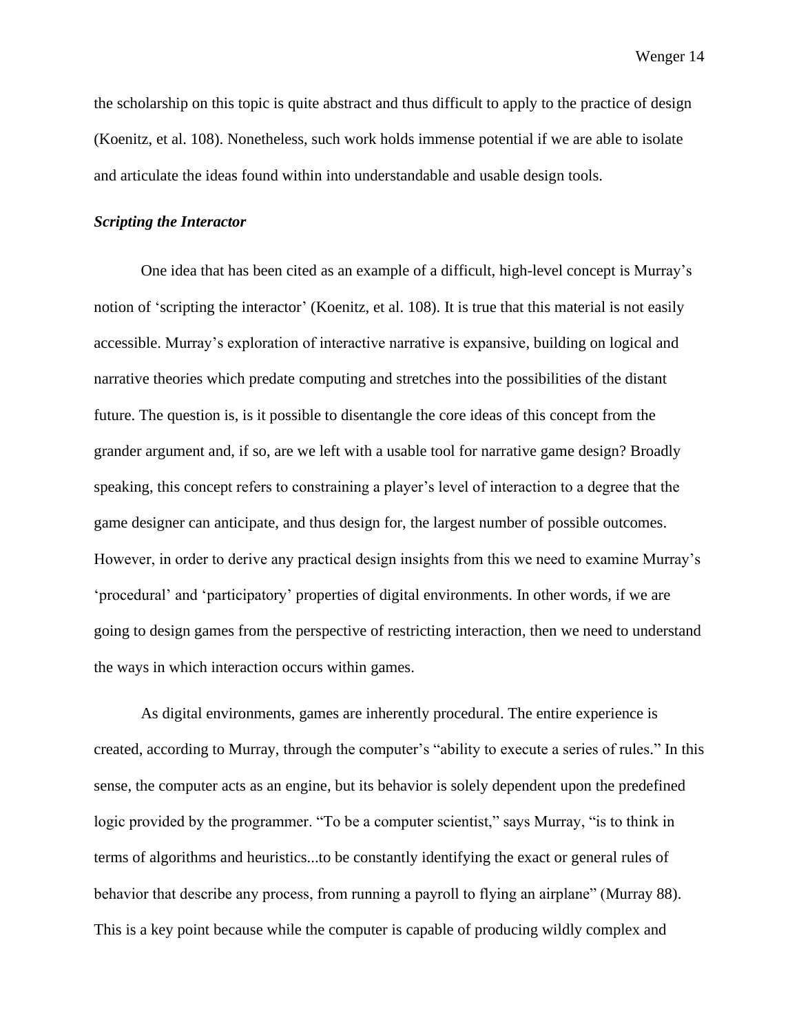the scholarship on this topic is quite abstract and thus difficult to apply to the practice of design (Koenitz, et al. 108). Nonetheless, such work holds immense potential if we are able to isolate and articulate the ideas found within into understandable and usable design tools.

### *Scripting the Interactor*

One idea that has been cited as an example of a difficult, high-level concept is Murray's notion of 'scripting the interactor' (Koenitz, et al. 108). It is true that this material is not easily accessible. Murray's exploration of interactive narrative is expansive, building on logical and narrative theories which predate computing and stretches into the possibilities of the distant future. The question is, is it possible to disentangle the core ideas of this concept from the grander argument and, if so, are we left with a usable tool for narrative game design? Broadly speaking, this concept refers to constraining a player's level of interaction to a degree that the game designer can anticipate, and thus design for, the largest number of possible outcomes. However, in order to derive any practical design insights from this we need to examine Murray's 'procedural' and 'participatory' properties of digital environments. In other words, if we are going to design games from the perspective of restricting interaction, then we need to understand the ways in which interaction occurs within games.

As digital environments, games are inherently procedural. The entire experience is created, according to Murray, through the computer's "ability to execute a series of rules." In this sense, the computer acts as an engine, but its behavior is solely dependent upon the predefined logic provided by the programmer. "To be a computer scientist," says Murray, "is to think in terms of algorithms and heuristics...to be constantly identifying the exact or general rules of behavior that describe any process, from running a payroll to flying an airplane" (Murray 88). This is a key point because while the computer is capable of producing wildly complex and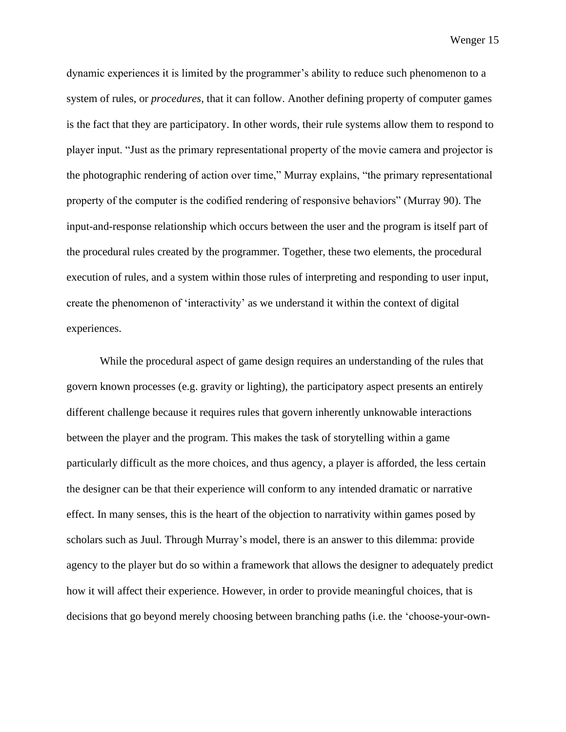dynamic experiences it is limited by the programmer's ability to reduce such phenomenon to a system of rules, or *procedures*, that it can follow. Another defining property of computer games is the fact that they are participatory. In other words, their rule systems allow them to respond to player input. "Just as the primary representational property of the movie camera and projector is the photographic rendering of action over time," Murray explains, "the primary representational property of the computer is the codified rendering of responsive behaviors" (Murray 90). The input-and-response relationship which occurs between the user and the program is itself part of the procedural rules created by the programmer. Together, these two elements, the procedural execution of rules, and a system within those rules of interpreting and responding to user input, create the phenomenon of 'interactivity' as we understand it within the context of digital experiences.

While the procedural aspect of game design requires an understanding of the rules that govern known processes (e.g. gravity or lighting), the participatory aspect presents an entirely different challenge because it requires rules that govern inherently unknowable interactions between the player and the program. This makes the task of storytelling within a game particularly difficult as the more choices, and thus agency, a player is afforded, the less certain the designer can be that their experience will conform to any intended dramatic or narrative effect. In many senses, this is the heart of the objection to narrativity within games posed by scholars such as Juul. Through Murray's model, there is an answer to this dilemma: provide agency to the player but do so within a framework that allows the designer to adequately predict how it will affect their experience. However, in order to provide meaningful choices, that is decisions that go beyond merely choosing between branching paths (i.e. the 'choose-your-own-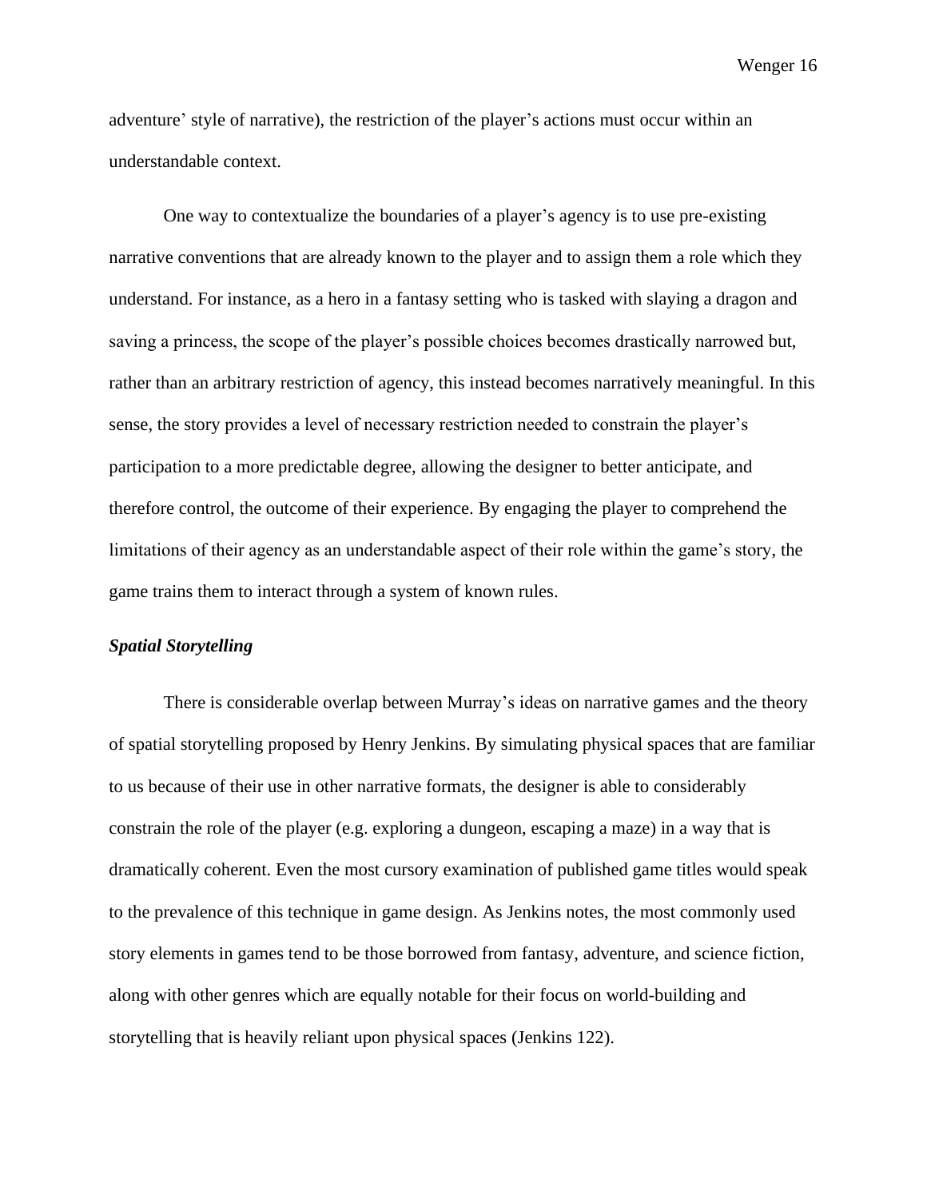adventure' style of narrative), the restriction of the player's actions must occur within an understandable context.

One way to contextualize the boundaries of a player's agency is to use pre-existing narrative conventions that are already known to the player and to assign them a role which they understand. For instance, as a hero in a fantasy setting who is tasked with slaying a dragon and saving a princess, the scope of the player's possible choices becomes drastically narrowed but, rather than an arbitrary restriction of agency, this instead becomes narratively meaningful. In this sense, the story provides a level of necessary restriction needed to constrain the player's participation to a more predictable degree, allowing the designer to better anticipate, and therefore control, the outcome of their experience. By engaging the player to comprehend the limitations of their agency as an understandable aspect of their role within the game's story, the game trains them to interact through a system of known rules.

### ***Spatial Storytelling***

There is considerable overlap between Murray's ideas on narrative games and the theory of spatial storytelling proposed by Henry Jenkins. By simulating physical spaces that are familiar to us because of their use in other narrative formats, the designer is able to considerably constrain the role of the player (e.g. exploring a dungeon, escaping a maze) in a way that is dramatically coherent. Even the most cursory examination of published game titles would speak to the prevalence of this technique in game design. As Jenkins notes, the most commonly used story elements in games tend to be those borrowed from fantasy, adventure, and science fiction, along with other genres which are equally notable for their focus on world-building and storytelling that is heavily reliant upon physical spaces (Jenkins 122).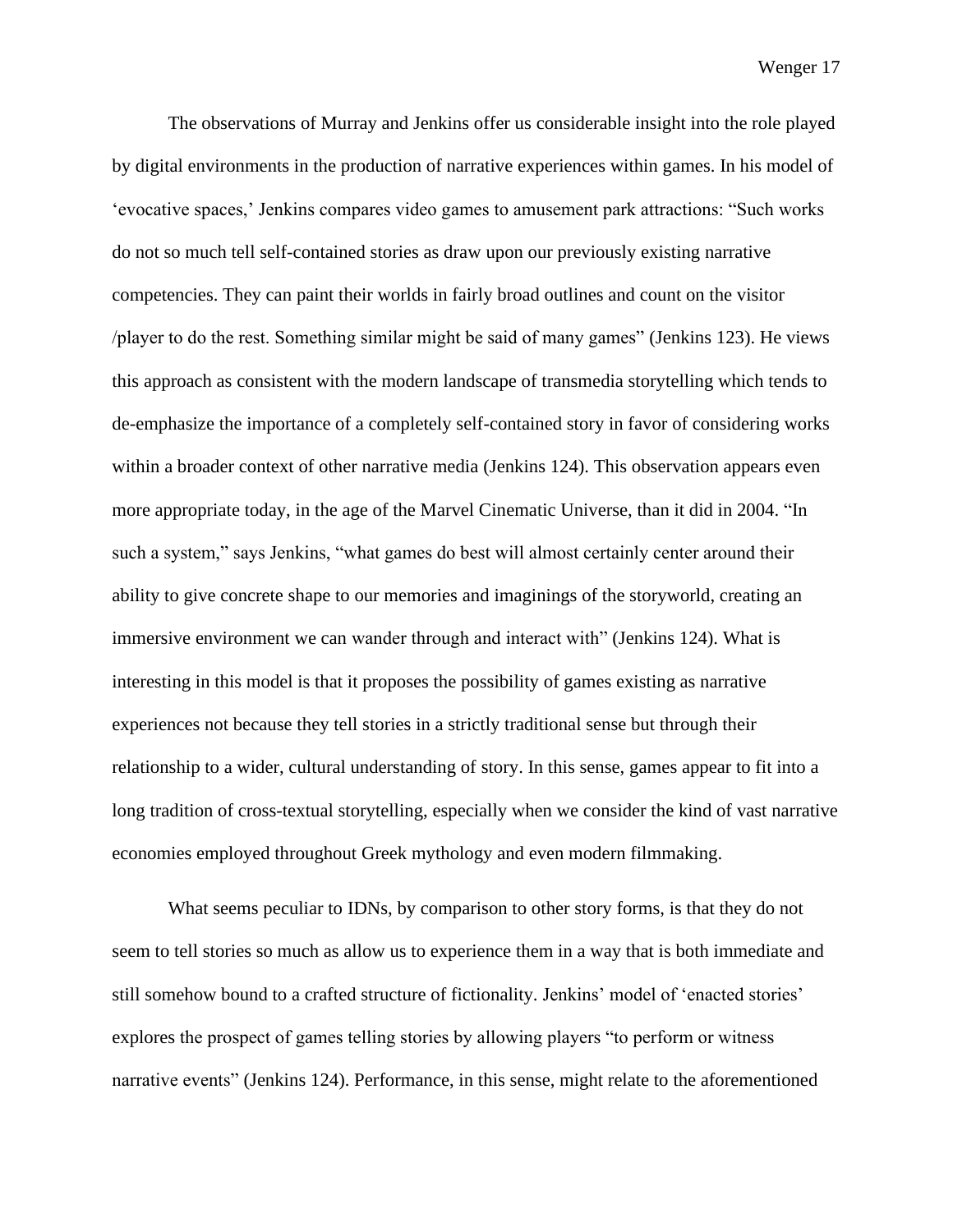The observations of Murray and Jenkins offer us considerable insight into the role played by digital environments in the production of narrative experiences within games. In his model of ‘evocative spaces,’ Jenkins compares video games to amusement park attractions: “Such works do not so much tell self-contained stories as draw upon our previously existing narrative competencies. They can paint their worlds in fairly broad outlines and count on the visitor /player to do the rest. Something similar might be said of many games” (Jenkins 123). He views this approach as consistent with the modern landscape of transmedia storytelling which tends to de-emphasize the importance of a completely self-contained story in favor of considering works within a broader context of other narrative media (Jenkins 124). This observation appears even more appropriate today, in the age of the Marvel Cinematic Universe, than it did in 2004. “In such a system,” says Jenkins, “what games do best will almost certainly center around their ability to give concrete shape to our memories and imaginings of the storyworld, creating an immersive environment we can wander through and interact with” (Jenkins 124). What is interesting in this model is that it proposes the possibility of games existing as narrative experiences not because they tell stories in a strictly traditional sense but through their relationship to a wider, cultural understanding of story. In this sense, games appear to fit into a long tradition of cross-textual storytelling, especially when we consider the kind of vast narrative economies employed throughout Greek mythology and even modern filmmaking.

What seems peculiar to IDNs, by comparison to other story forms, is that they do not seem to tell stories so much as allow us to experience them in a way that is both immediate and still somehow bound to a crafted structure of fictionality. Jenkins’ model of ‘enacted stories’ explores the prospect of games telling stories by allowing players “to perform or witness narrative events” (Jenkins 124). Performance, in this sense, might relate to the aforementioned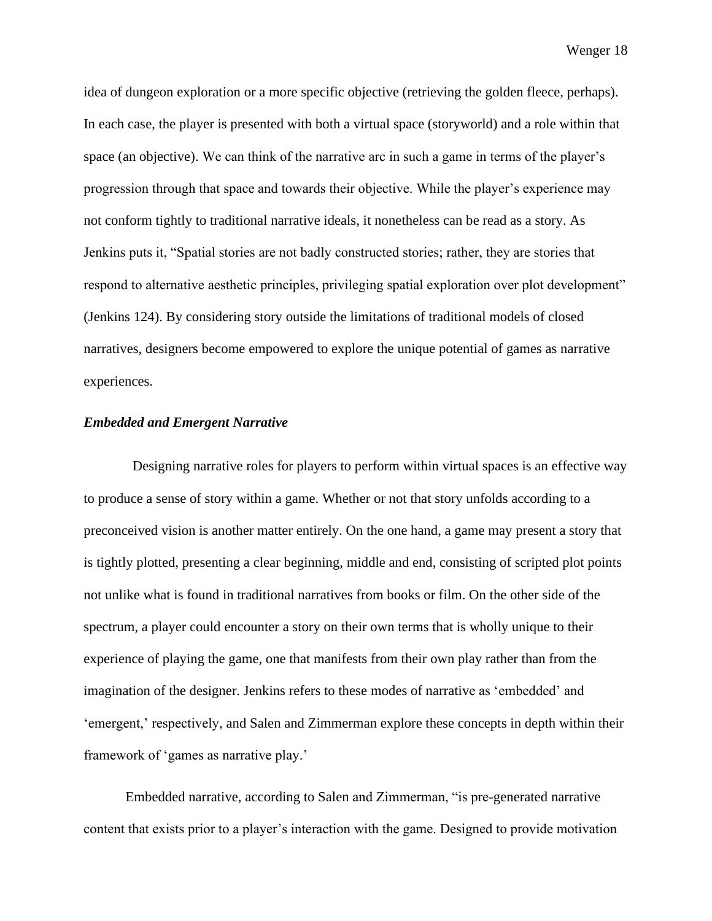idea of dungeon exploration or a more specific objective (retrieving the golden fleece, perhaps). In each case, the player is presented with both a virtual space (storyworld) and a role within that space (an objective). We can think of the narrative arc in such a game in terms of the player's progression through that space and towards their objective. While the player's experience may not conform tightly to traditional narrative ideals, it nonetheless can be read as a story. As Jenkins puts it, "Spatial stories are not badly constructed stories; rather, they are stories that respond to alternative aesthetic principles, privileging spatial exploration over plot development" (Jenkins 124). By considering story outside the limitations of traditional models of closed narratives, designers become empowered to explore the unique potential of games as narrative experiences.

### *Embedded and Emergent Narrative*

Designing narrative roles for players to perform within virtual spaces is an effective way to produce a sense of story within a game. Whether or not that story unfolds according to a preconceived vision is another matter entirely. On the one hand, a game may present a story that is tightly plotted, presenting a clear beginning, middle and end, consisting of scripted plot points not unlike what is found in traditional narratives from books or film. On the other side of the spectrum, a player could encounter a story on their own terms that is wholly unique to their experience of playing the game, one that manifests from their own play rather than from the imagination of the designer. Jenkins refers to these modes of narrative as 'embedded' and 'emergent,' respectively, and Salen and Zimmerman explore these concepts in depth within their framework of 'games as narrative play.'

Embedded narrative, according to Salen and Zimmerman, "is pre-generated narrative content that exists prior to a player's interaction with the game. Designed to provide motivation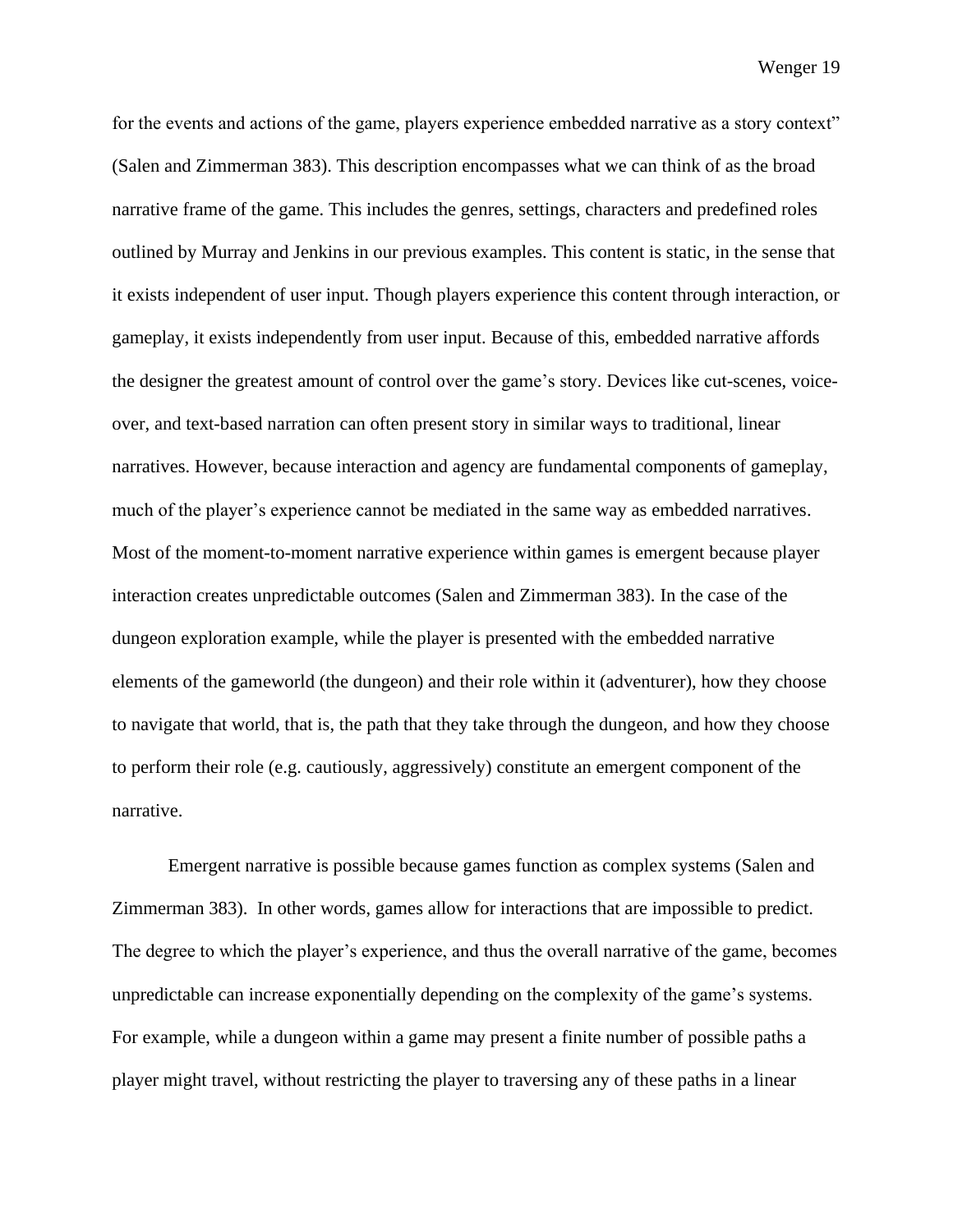for the events and actions of the game, players experience embedded narrative as a story context" (Salen and Zimmerman 383). This description encompasses what we can think of as the broad narrative frame of the game. This includes the genres, settings, characters and predefined roles outlined by Murray and Jenkins in our previous examples. This content is static, in the sense that it exists independent of user input. Though players experience this content through interaction, or gameplay, it exists independently from user input. Because of this, embedded narrative affords the designer the greatest amount of control over the game's story. Devices like cut-scenes, voice-over, and text-based narration can often present story in similar ways to traditional, linear narratives. However, because interaction and agency are fundamental components of gameplay, much of the player's experience cannot be mediated in the same way as embedded narratives. Most of the moment-to-moment narrative experience within games is emergent because player interaction creates unpredictable outcomes (Salen and Zimmerman 383). In the case of the dungeon exploration example, while the player is presented with the embedded narrative elements of the gameworld (the dungeon) and their role within it (adventurer), how they choose to navigate that world, that is, the path that they take through the dungeon, and how they choose to perform their role (e.g. cautiously, aggressively) constitute an emergent component of the narrative.

Emergent narrative is possible because games function as complex systems (Salen and Zimmerman 383). In other words, games allow for interactions that are impossible to predict. The degree to which the player's experience, and thus the overall narrative of the game, becomes unpredictable can increase exponentially depending on the complexity of the game's systems. For example, while a dungeon within a game may present a finite number of possible paths a player might travel, without restricting the player to traversing any of these paths in a linear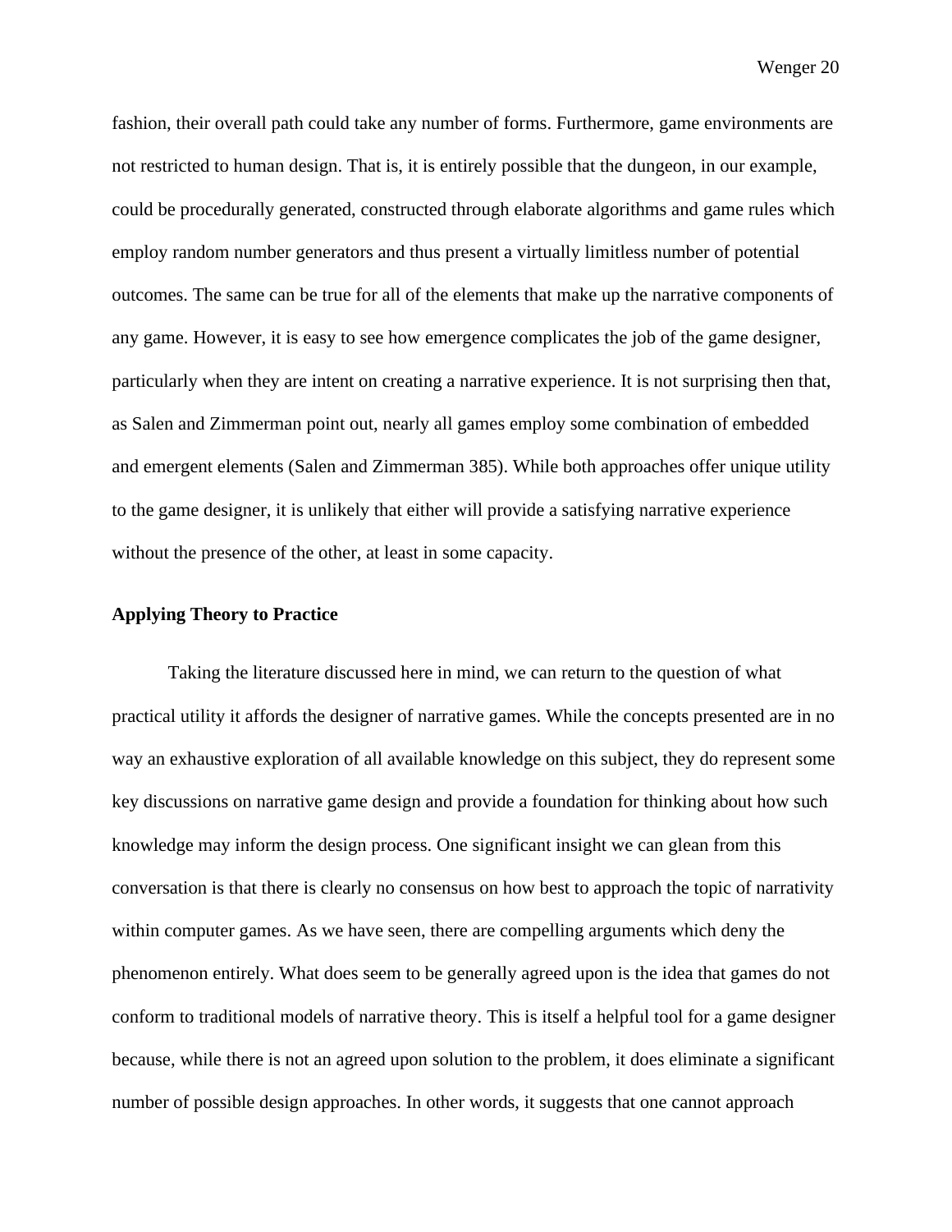fashion, their overall path could take any number of forms. Furthermore, game environments are not restricted to human design. That is, it is entirely possible that the dungeon, in our example, could be procedurally generated, constructed through elaborate algorithms and game rules which employ random number generators and thus present a virtually limitless number of potential outcomes. The same can be true for all of the elements that make up the narrative components of any game. However, it is easy to see how emergence complicates the job of the game designer, particularly when they are intent on creating a narrative experience. It is not surprising then that, as Salen and Zimmerman point out, nearly all games employ some combination of embedded and emergent elements (Salen and Zimmerman 385). While both approaches offer unique utility to the game designer, it is unlikely that either will provide a satisfying narrative experience without the presence of the other, at least in some capacity.

**Applying Theory to Practice**

Taking the literature discussed here in mind, we can return to the question of what practical utility it affords the designer of narrative games. While the concepts presented are in no way an exhaustive exploration of all available knowledge on this subject, they do represent some key discussions on narrative game design and provide a foundation for thinking about how such knowledge may inform the design process. One significant insight we can glean from this conversation is that there is clearly no consensus on how best to approach the topic of narrativity within computer games. As we have seen, there are compelling arguments which deny the phenomenon entirely. What does seem to be generally agreed upon is the idea that games do not conform to traditional models of narrative theory. This is itself a helpful tool for a game designer because, while there is not an agreed upon solution to the problem, it does eliminate a significant number of possible design approaches. In other words, it suggests that one cannot approach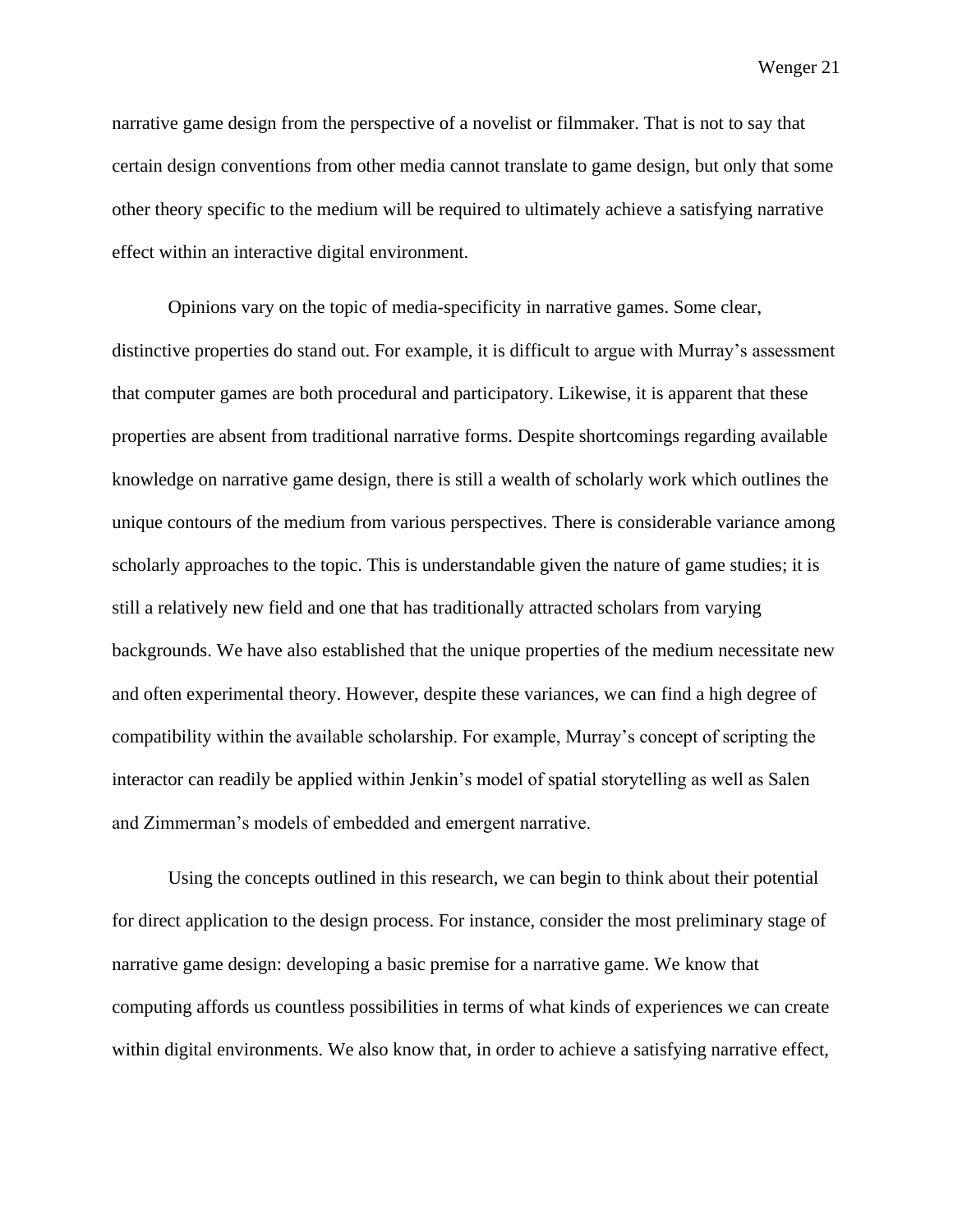narrative game design from the perspective of a novelist or filmmaker. That is not to say that certain design conventions from other media cannot translate to game design, but only that some other theory specific to the medium will be required to ultimately achieve a satisfying narrative effect within an interactive digital environment.

Opinions vary on the topic of media-specificity in narrative games. Some clear, distinctive properties do stand out. For example, it is difficult to argue with Murray's assessment that computer games are both procedural and participatory. Likewise, it is apparent that these properties are absent from traditional narrative forms. Despite shortcomings regarding available knowledge on narrative game design, there is still a wealth of scholarly work which outlines the unique contours of the medium from various perspectives. There is considerable variance among scholarly approaches to the topic. This is understandable given the nature of game studies; it is still a relatively new field and one that has traditionally attracted scholars from varying backgrounds. We have also established that the unique properties of the medium necessitate new and often experimental theory. However, despite these variances, we can find a high degree of compatibility within the available scholarship. For example, Murray's concept of scripting the interactor can readily be applied within Jenkin's model of spatial storytelling as well as Salen and Zimmerman's models of embedded and emergent narrative.

Using the concepts outlined in this research, we can begin to think about their potential for direct application to the design process. For instance, consider the most preliminary stage of narrative game design: developing a basic premise for a narrative game. We know that computing affords us countless possibilities in terms of what kinds of experiences we can create within digital environments. We also know that, in order to achieve a satisfying narrative effect,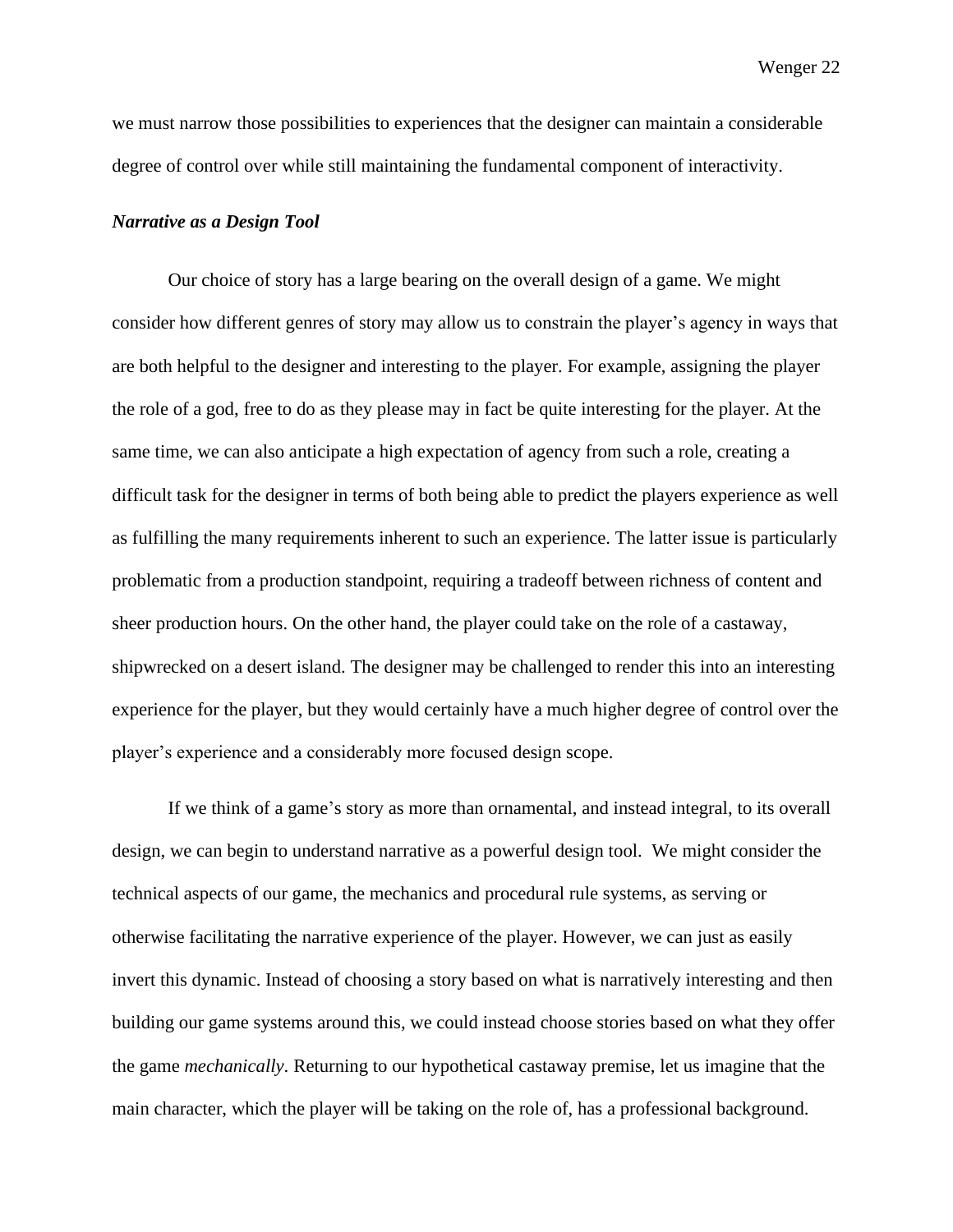we must narrow those possibilities to experiences that the designer can maintain a considerable degree of control over while still maintaining the fundamental component of interactivity.

***Narrative as a Design Tool***

Our choice of story has a large bearing on the overall design of a game. We might consider how different genres of story may allow us to constrain the player's agency in ways that are both helpful to the designer and interesting to the player. For example, assigning the player the role of a god, free to do as they please may in fact be quite interesting for the player. At the same time, we can also anticipate a high expectation of agency from such a role, creating a difficult task for the designer in terms of both being able to predict the players experience as well as fulfilling the many requirements inherent to such an experience. The latter issue is particularly problematic from a production standpoint, requiring a tradeoff between richness of content and sheer production hours. On the other hand, the player could take on the role of a castaway, shipwrecked on a desert island. The designer may be challenged to render this into an interesting experience for the player, but they would certainly have a much higher degree of control over the player's experience and a considerably more focused design scope.

If we think of a game's story as more than ornamental, and instead integral, to its overall design, we can begin to understand narrative as a powerful design tool. We might consider the technical aspects of our game, the mechanics and procedural rule systems, as serving or otherwise facilitating the narrative experience of the player. However, we can just as easily invert this dynamic. Instead of choosing a story based on what is narratively interesting and then building our game systems around this, we could instead choose stories based on what they offer the game *mechanically*. Returning to our hypothetical castaway premise, let us imagine that the main character, which the player will be taking on the role of, has a professional background.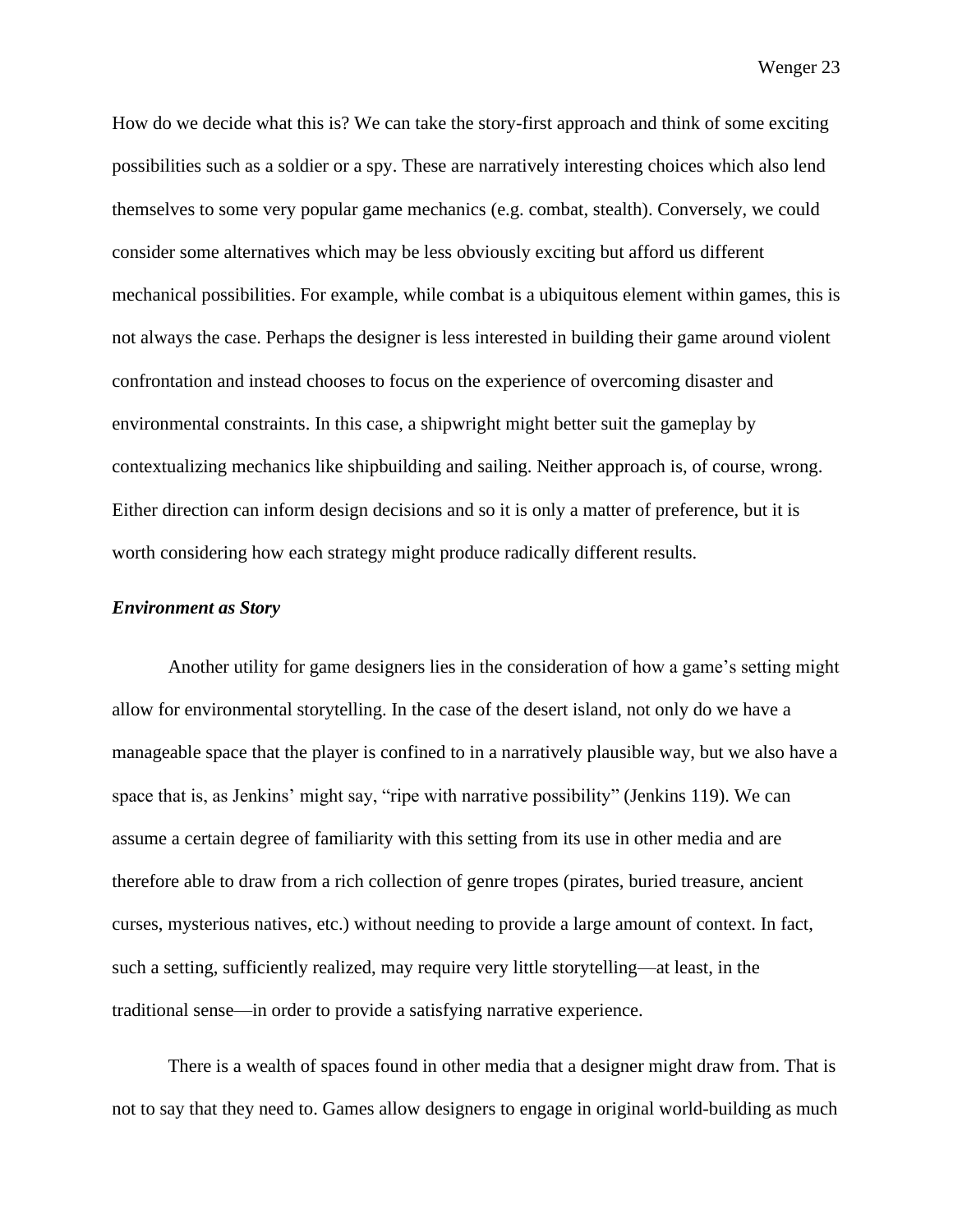How do we decide what this is? We can take the story-first approach and think of some exciting possibilities such as a soldier or a spy. These are narratively interesting choices which also lend themselves to some very popular game mechanics (e.g. combat, stealth). Conversely, we could consider some alternatives which may be less obviously exciting but afford us different mechanical possibilities. For example, while combat is a ubiquitous element within games, this is not always the case. Perhaps the designer is less interested in building their game around violent confrontation and instead chooses to focus on the experience of overcoming disaster and environmental constraints. In this case, a shipwright might better suit the gameplay by contextualizing mechanics like shipbuilding and sailing. Neither approach is, of course, wrong. Either direction can inform design decisions and so it is only a matter of preference, but it is worth considering how each strategy might produce radically different results.

### *Environment as Story*

Another utility for game designers lies in the consideration of how a game's setting might allow for environmental storytelling. In the case of the desert island, not only do we have a manageable space that the player is confined to in a narratively plausible way, but we also have a space that is, as Jenkins' might say, "ripe with narrative possibility" (Jenkins 119). We can assume a certain degree of familiarity with this setting from its use in other media and are therefore able to draw from a rich collection of genre tropes (pirates, buried treasure, ancient curses, mysterious natives, etc.) without needing to provide a large amount of context. In fact, such a setting, sufficiently realized, may require very little storytelling—at least, in the traditional sense—in order to provide a satisfying narrative experience.

There is a wealth of spaces found in other media that a designer might draw from. That is not to say that they need to. Games allow designers to engage in original world-building as much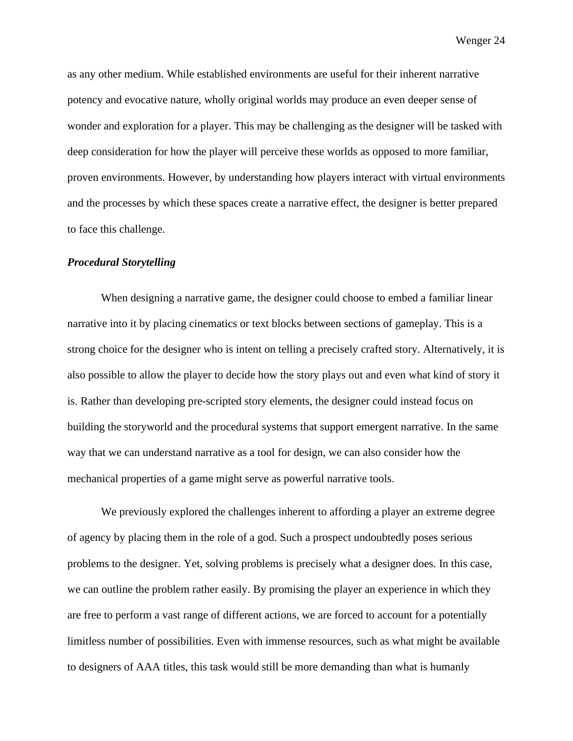as any other medium. While established environments are useful for their inherent narrative potency and evocative nature, wholly original worlds may produce an even deeper sense of wonder and exploration for a player. This may be challenging as the designer will be tasked with deep consideration for how the player will perceive these worlds as opposed to more familiar, proven environments. However, by understanding how players interact with virtual environments and the processes by which these spaces create a narrative effect, the designer is better prepared to face this challenge.

### ***Procedural Storytelling***

When designing a narrative game, the designer could choose to embed a familiar linear narrative into it by placing cinematics or text blocks between sections of gameplay. This is a strong choice for the designer who is intent on telling a precisely crafted story. Alternatively, it is also possible to allow the player to decide how the story plays out and even what kind of story it is. Rather than developing pre-scripted story elements, the designer could instead focus on building the storyworld and the procedural systems that support emergent narrative. In the same way that we can understand narrative as a tool for design, we can also consider how the mechanical properties of a game might serve as powerful narrative tools.

We previously explored the challenges inherent to affording a player an extreme degree of agency by placing them in the role of a god. Such a prospect undoubtedly poses serious problems to the designer. Yet, solving problems is precisely what a designer does. In this case, we can outline the problem rather easily. By promising the player an experience in which they are free to perform a vast range of different actions, we are forced to account for a potentially limitless number of possibilities. Even with immense resources, such as what might be available to designers of AAA titles, this task would still be more demanding than what is humanly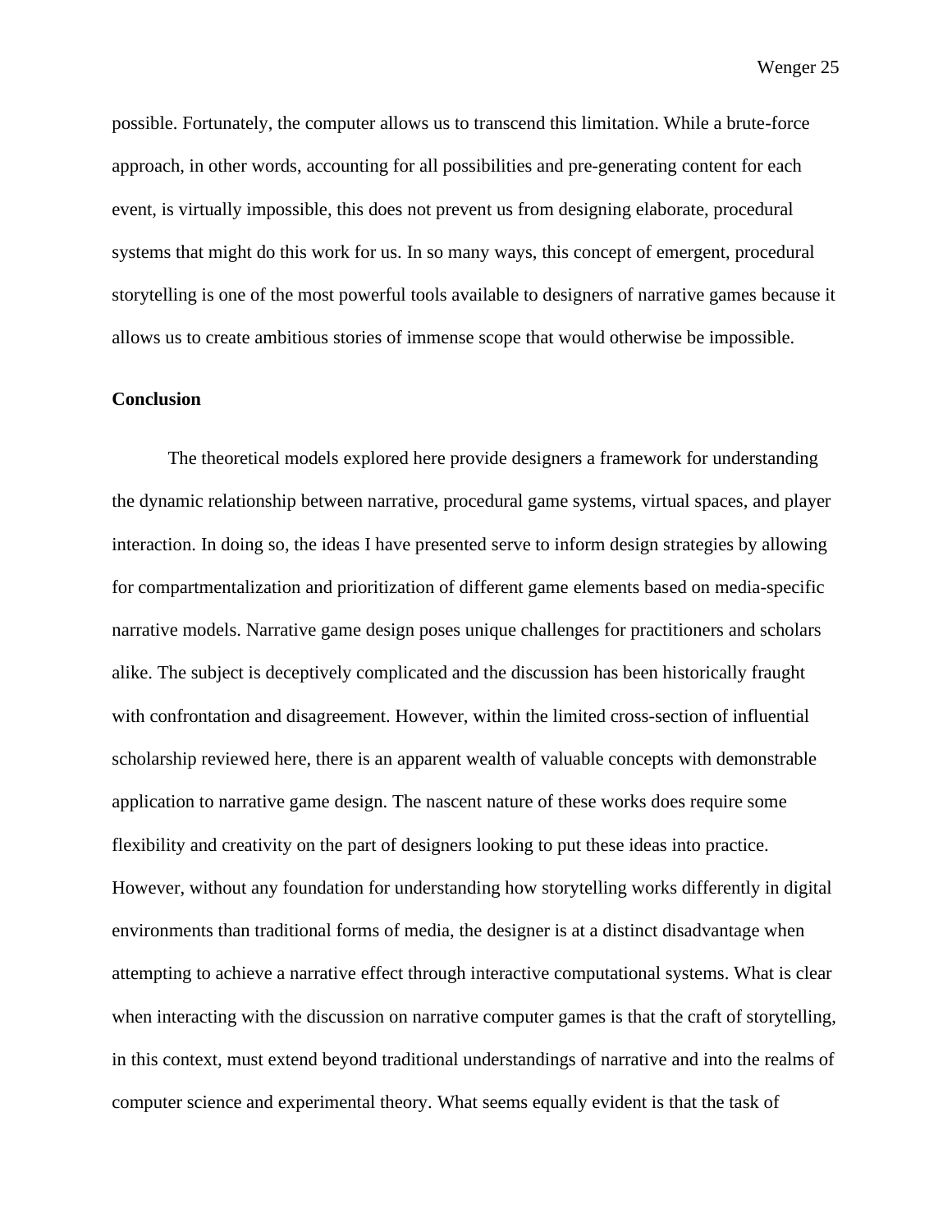possible. Fortunately, the computer allows us to transcend this limitation. While a brute-force approach, in other words, accounting for all possibilities and pre-generating content for each event, is virtually impossible, this does not prevent us from designing elaborate, procedural systems that might do this work for us. In so many ways, this concept of emergent, procedural storytelling is one of the most powerful tools available to designers of narrative games because it allows us to create ambitious stories of immense scope that would otherwise be impossible.

**Conclusion**

The theoretical models explored here provide designers a framework for understanding the dynamic relationship between narrative, procedural game systems, virtual spaces, and player interaction. In doing so, the ideas I have presented serve to inform design strategies by allowing for compartmentalization and prioritization of different game elements based on media-specific narrative models. Narrative game design poses unique challenges for practitioners and scholars alike. The subject is deceptively complicated and the discussion has been historically fraught with confrontation and disagreement. However, within the limited cross-section of influential scholarship reviewed here, there is an apparent wealth of valuable concepts with demonstrable application to narrative game design. The nascent nature of these works does require some flexibility and creativity on the part of designers looking to put these ideas into practice. However, without any foundation for understanding how storytelling works differently in digital environments than traditional forms of media, the designer is at a distinct disadvantage when attempting to achieve a narrative effect through interactive computational systems. What is clear when interacting with the discussion on narrative computer games is that the craft of storytelling, in this context, must extend beyond traditional understandings of narrative and into the realms of computer science and experimental theory. What seems equally evident is that the task of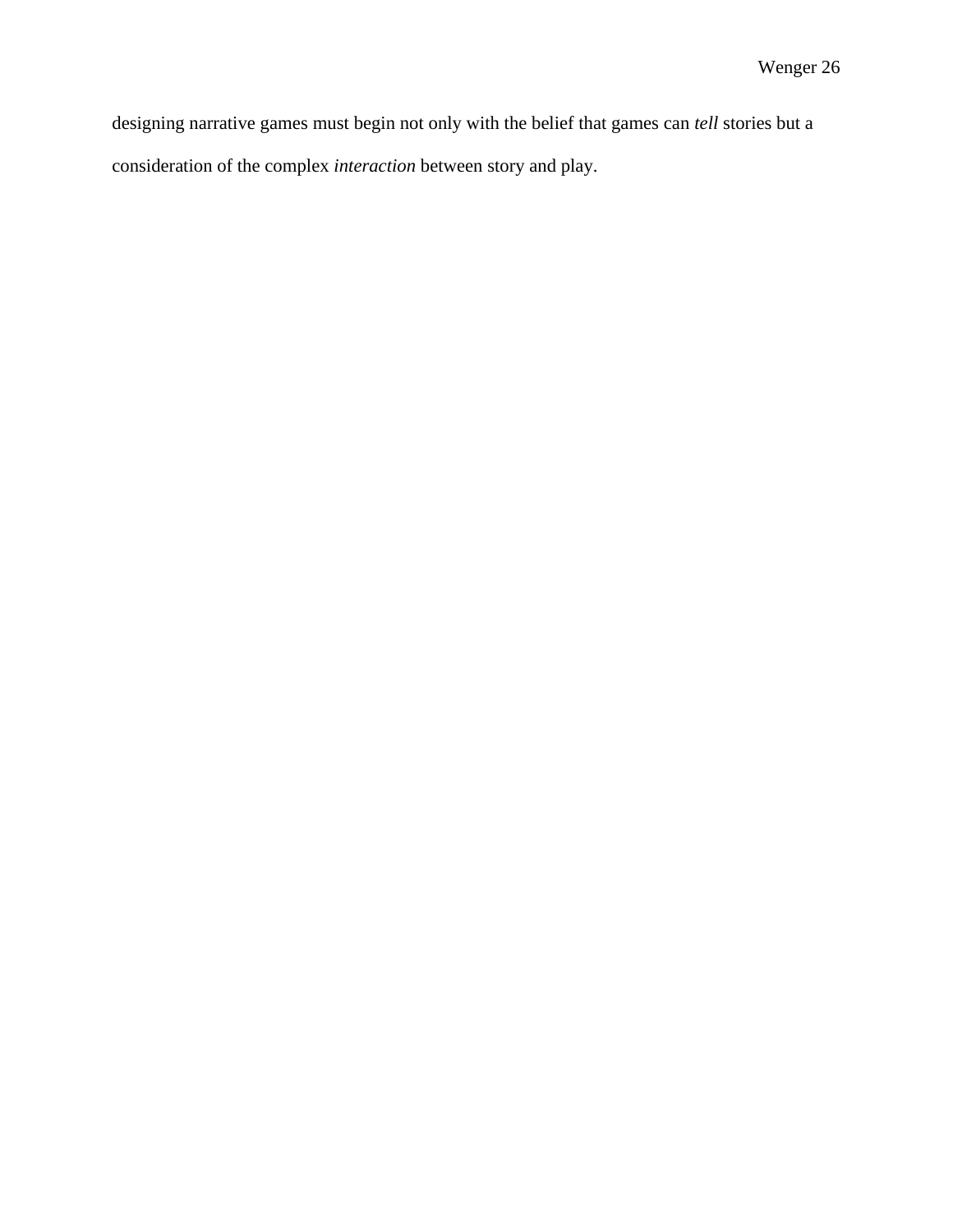designing narrative games must begin not only with the belief that games can *tell* stories but a consideration of the complex *interaction* between story and play.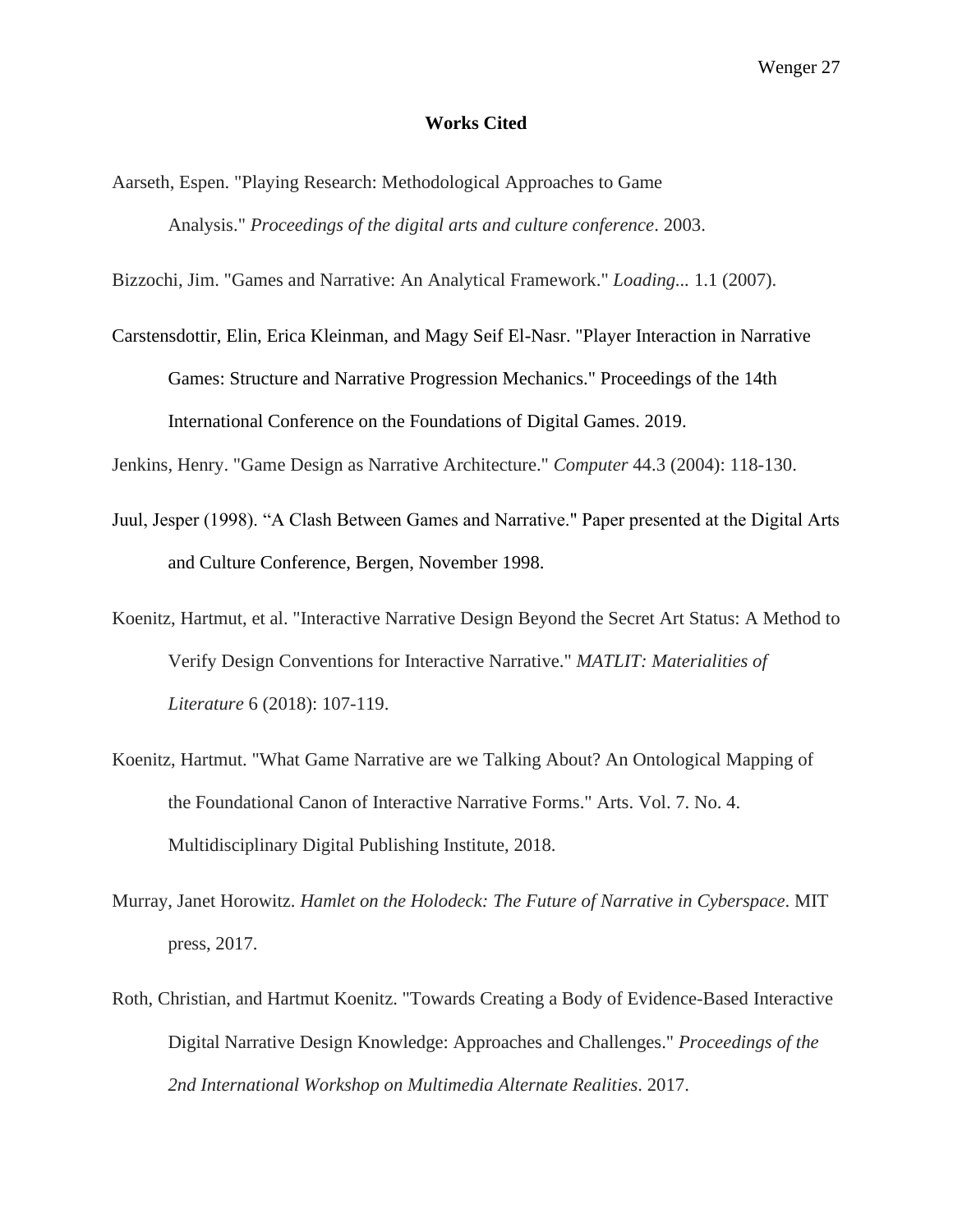## Works Cited

Aarseth, Espen. "Playing Research: Methodological Approaches to Game Analysis." *Proceedings of the digital arts and culture conference*. 2003.

Bizzochi, Jim. "Games and Narrative: An Analytical Framework." *Loading...* 1.1 (2007).

Carstensdottir, Elin, Erica Kleinman, and Magy Seif El-Nasr. "Player Interaction in Narrative Games: Structure and Narrative Progression Mechanics." Proceedings of the 14th International Conference on the Foundations of Digital Games. 2019.

Jenkins, Henry. "Game Design as Narrative Architecture." *Computer* 44.3 (2004): 118-130.

Juul, Jesper (1998). "A Clash Between Games and Narrative." Paper presented at the Digital Arts and Culture Conference, Bergen, November 1998.

Koenitz, Hartmut, et al. "Interactive Narrative Design Beyond the Secret Art Status: A Method to Verify Design Conventions for Interactive Narrative." *MATLIT: Materialities of Literature* 6 (2018): 107-119.

Koenitz, Hartmut. "What Game Narrative are we Talking About? An Ontological Mapping of the Foundational Canon of Interactive Narrative Forms." Arts. Vol. 7. No. 4. Multidisciplinary Digital Publishing Institute, 2018.

Murray, Janet Horowitz. *Hamlet on the Holodeck: The Future of Narrative in Cyberspace*. MIT press, 2017.

Roth, Christian, and Hartmut Koenitz. "Towards Creating a Body of Evidence-Based Interactive Digital Narrative Design Knowledge: Approaches and Challenges." *Proceedings of the 2nd International Workshop on Multimedia Alternate Realities*. 2017.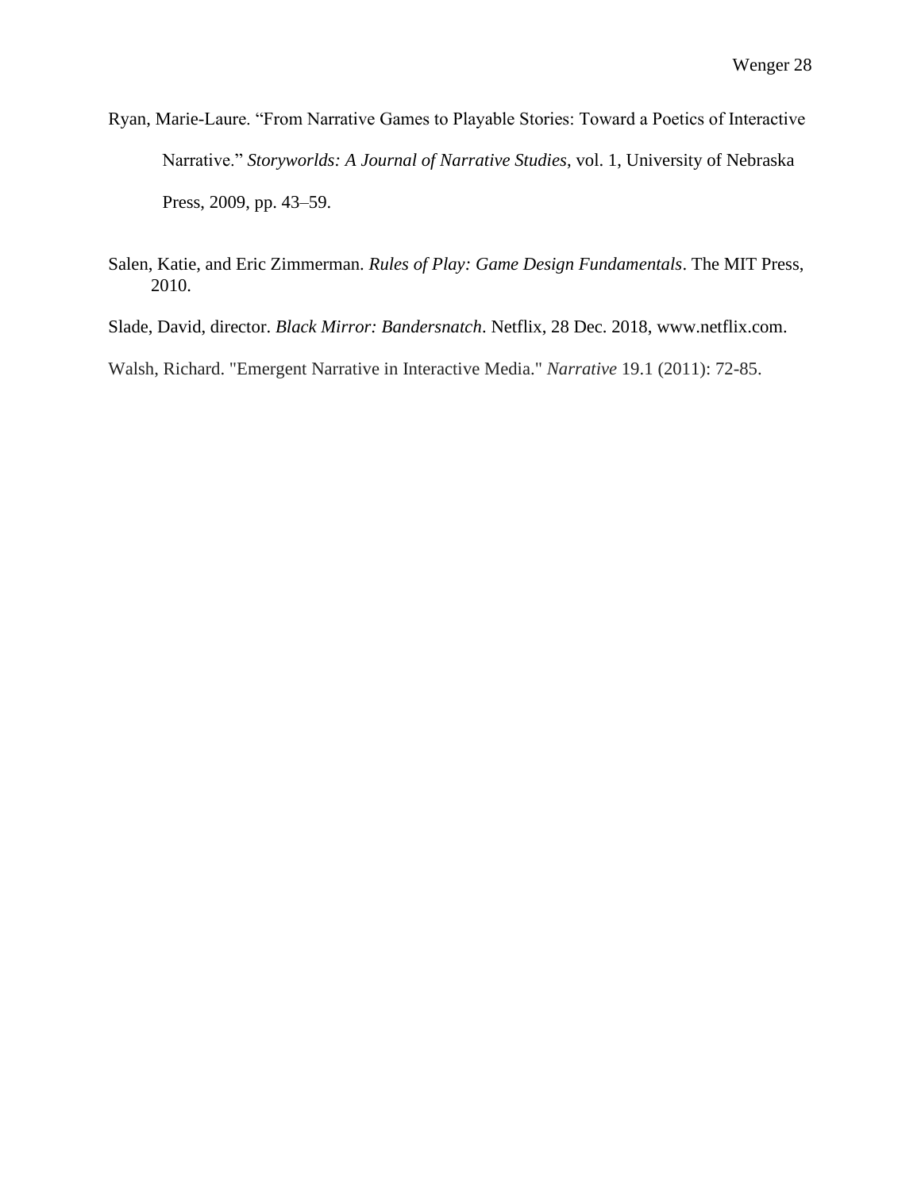Ryan, Marie-Laure. "From Narrative Games to Playable Stories: Toward a Poetics of Interactive Narrative." *Storyworlds: A Journal of Narrative Studies*, vol. 1, University of Nebraska Press, 2009, pp. 43–59.

Salen, Katie, and Eric Zimmerman. *Rules of Play: Game Design Fundamentals*. The MIT Press, 2010.

Slade, David, director. *Black Mirror: Bandersnatch*. Netflix, 28 Dec. 2018, www.netflix.com.

Walsh, Richard. "Emergent Narrative in Interactive Media." *Narrative* 19.1 (2011): 72-85.